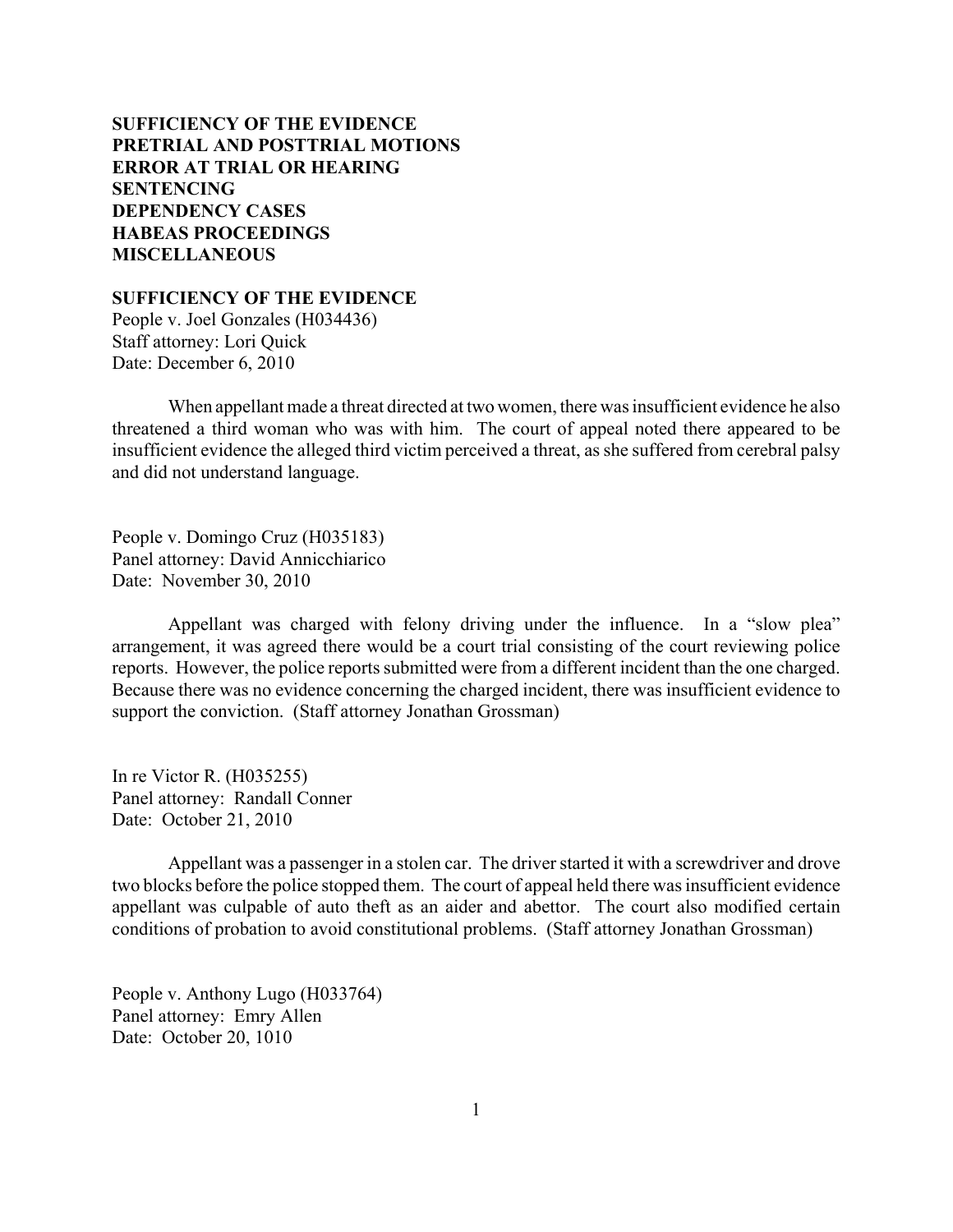**SUFFICIENCY OF THE EVIDENCE**
**PRETRIAL AND POSTTRIAL MOTIONS**
**ERROR AT TRIAL OR HEARING**
**SENTENCING**
**DEPENDENCY CASES**
**HABEAS PROCEEDINGS**
**MISCELLANEOUS**

## SUFFICIENCY OF THE EVIDENCE

People v. Joel Gonzales (H034436)
Staff attorney: Lori Quick
Date: December 6, 2010

When appellant made a threat directed at two women, there was insufficient evidence he also threatened a third woman who was with him. The court of appeal noted there appeared to be insufficient evidence the alleged third victim perceived a threat, as she suffered from cerebral palsy and did not understand language.

People v. Domingo Cruz (H035183)
Panel attorney: David Annicchiarico
Date: November 30, 2010

Appellant was charged with felony driving under the influence. In a "slow plea" arrangement, it was agreed there would be a court trial consisting of the court reviewing police reports. However, the police reports submitted were from a different incident than the one charged. Because there was no evidence concerning the charged incident, there was insufficient evidence to support the conviction. (Staff attorney Jonathan Grossman)

In re Victor R. (H035255)
Panel attorney: Randall Conner
Date: October 21, 2010

Appellant was a passenger in a stolen car. The driver started it with a screwdriver and drove two blocks before the police stopped them. The court of appeal held there was insufficient evidence appellant was culpable of auto theft as an aider and abettor. The court also modified certain conditions of probation to avoid constitutional problems. (Staff attorney Jonathan Grossman)

People v. Anthony Lugo (H033764)
Panel attorney: Emry Allen
Date: October 20, 1010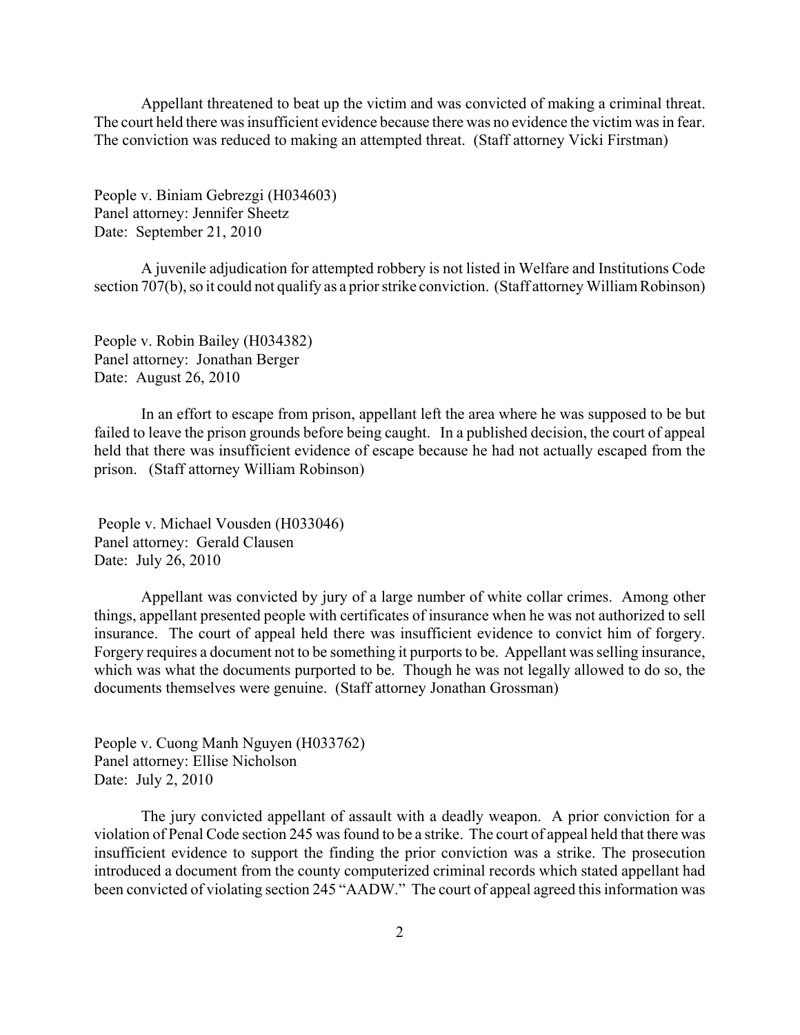Appellant threatened to beat up the victim and was convicted of making a criminal threat. The court held there was insufficient evidence because there was no evidence the victim was in fear. The conviction was reduced to making an attempted threat. (Staff attorney Vicki Firstman)

People v. Biniam Gebrezgi (H034603)
Panel attorney: Jennifer Sheetz
Date: September 21, 2010

A juvenile adjudication for attempted robbery is not listed in Welfare and Institutions Code section 707(b), so it could not qualify as a prior strike conviction. (Staff attorney William Robinson)

People v. Robin Bailey (H034382)
Panel attorney: Jonathan Berger
Date: August 26, 2010

In an effort to escape from prison, appellant left the area where he was supposed to be but failed to leave the prison grounds before being caught. In a published decision, the court of appeal held that there was insufficient evidence of escape because he had not actually escaped from the prison. (Staff attorney William Robinson)

People v. Michael Vousden (H033046)
Panel attorney: Gerald Clausen
Date: July 26, 2010

Appellant was convicted by jury of a large number of white collar crimes. Among other things, appellant presented people with certificates of insurance when he was not authorized to sell insurance. The court of appeal held there was insufficient evidence to convict him of forgery. Forgery requires a document not to be something it purports to be. Appellant was selling insurance, which was what the documents purported to be. Though he was not legally allowed to do so, the documents themselves were genuine. (Staff attorney Jonathan Grossman)

People v. Cuong Manh Nguyen (H033762)
Panel attorney: Ellise Nicholson
Date: July 2, 2010

The jury convicted appellant of assault with a deadly weapon. A prior conviction for a violation of Penal Code section 245 was found to be a strike. The court of appeal held that there was insufficient evidence to support the finding the prior conviction was a strike. The prosecution introduced a document from the county computerized criminal records which stated appellant had been convicted of violating section 245 "AADW." The court of appeal agreed this information was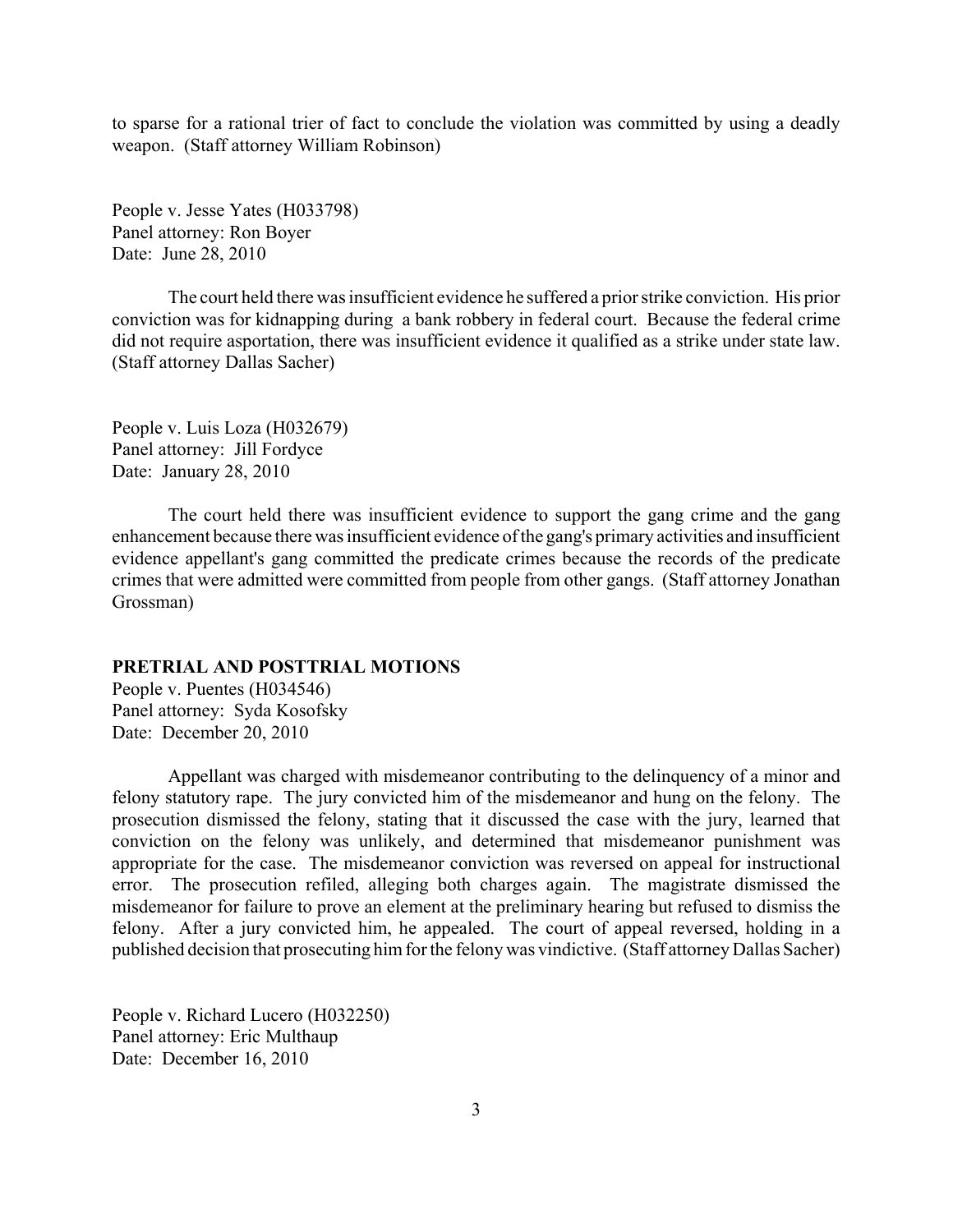to sparse for a rational trier of fact to conclude the violation was committed by using a deadly weapon. (Staff attorney William Robinson)

People v. Jesse Yates (H033798)
Panel attorney: Ron Boyer
Date: June 28, 2010

The court held there was insufficient evidence he suffered a prior strike conviction. His prior conviction was for kidnapping during a bank robbery in federal court. Because the federal crime did not require asportation, there was insufficient evidence it qualified as a strike under state law. (Staff attorney Dallas Sacher)

People v. Luis Loza (H032679)
Panel attorney: Jill Fordyce
Date: January 28, 2010

The court held there was insufficient evidence to support the gang crime and the gang enhancement because there was insufficient evidence of the gang's primary activities and insufficient evidence appellant's gang committed the predicate crimes because the records of the predicate crimes that were admitted were committed from people from other gangs. (Staff attorney Jonathan Grossman)

**PRETRIAL AND POSTTRIAL MOTIONS**

People v. Puentes (H034546)
Panel attorney: Syda Kosofsky
Date: December 20, 2010

Appellant was charged with misdemeanor contributing to the delinquency of a minor and felony statutory rape. The jury convicted him of the misdemeanor and hung on the felony. The prosecution dismissed the felony, stating that it discussed the case with the jury, learned that conviction on the felony was unlikely, and determined that misdemeanor punishment was appropriate for the case. The misdemeanor conviction was reversed on appeal for instructional error. The prosecution refiled, alleging both charges again. The magistrate dismissed the misdemeanor for failure to prove an element at the preliminary hearing but refused to dismiss the felony. After a jury convicted him, he appealed. The court of appeal reversed, holding in a published decision that prosecuting him for the felony was vindictive. (Staff attorney Dallas Sacher)

People v. Richard Lucero (H032250)
Panel attorney: Eric Multhaup
Date: December 16, 2010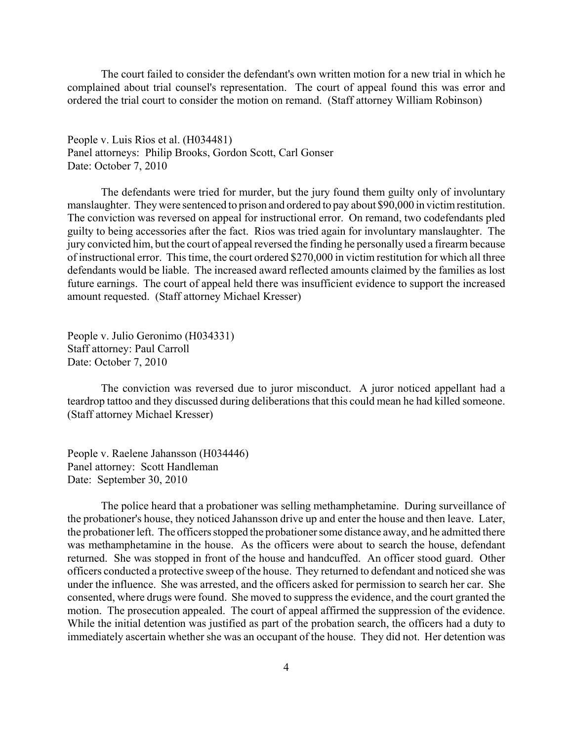The court failed to consider the defendant's own written motion for a new trial in which he complained about trial counsel's representation. The court of appeal found this was error and ordered the trial court to consider the motion on remand. (Staff attorney William Robinson)

People v. Luis Rios et al. (H034481)
Panel attorneys: Philip Brooks, Gordon Scott, Carl Gonser
Date: October 7, 2010

The defendants were tried for murder, but the jury found them guilty only of involuntary manslaughter. They were sentenced to prison and ordered to pay about $90,000 in victim restitution. The conviction was reversed on appeal for instructional error. On remand, two codefendants pled guilty to being accessories after the fact. Rios was tried again for involuntary manslaughter. The jury convicted him, but the court of appeal reversed the finding he personally used a firearm because of instructional error. This time, the court ordered $270,000 in victim restitution for which all three defendants would be liable. The increased award reflected amounts claimed by the families as lost future earnings. The court of appeal held there was insufficient evidence to support the increased amount requested. (Staff attorney Michael Kresser)

People v. Julio Geronimo (H034331)
Staff attorney: Paul Carroll
Date: October 7, 2010

The conviction was reversed due to juror misconduct. A juror noticed appellant had a teardrop tattoo and they discussed during deliberations that this could mean he had killed someone. (Staff attorney Michael Kresser)

People v. Raelene Jahansson (H034446)
Panel attorney: Scott Handleman
Date: September 30, 2010

The police heard that a probationer was selling methamphetamine. During surveillance of the probationer's house, they noticed Jahansson drive up and enter the house and then leave. Later, the probationer left. The officers stopped the probationer some distance away, and he admitted there was methamphetamine in the house. As the officers were about to search the house, defendant returned. She was stopped in front of the house and handcuffed. An officer stood guard. Other officers conducted a protective sweep of the house. They returned to defendant and noticed she was under the influence. She was arrested, and the officers asked for permission to search her car. She consented, where drugs were found. She moved to suppress the evidence, and the court granted the motion. The prosecution appealed. The court of appeal affirmed the suppression of the evidence. While the initial detention was justified as part of the probation search, the officers had a duty to immediately ascertain whether she was an occupant of the house. They did not. Her detention was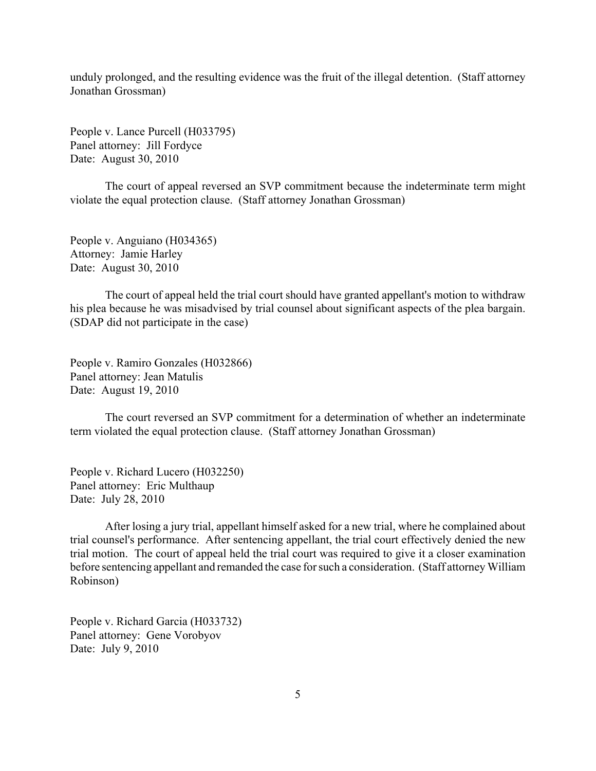unduly prolonged, and the resulting evidence was the fruit of the illegal detention. (Staff attorney Jonathan Grossman)

People v. Lance Purcell (H033795)
Panel attorney: Jill Fordyce
Date: August 30, 2010

The court of appeal reversed an SVP commitment because the indeterminate term might violate the equal protection clause. (Staff attorney Jonathan Grossman)

People v. Anguiano (H034365)
Attorney: Jamie Harley
Date: August 30, 2010

The court of appeal held the trial court should have granted appellant's motion to withdraw his plea because he was misadvised by trial counsel about significant aspects of the plea bargain. (SDAP did not participate in the case)

People v. Ramiro Gonzales (H032866)
Panel attorney: Jean Matulis
Date: August 19, 2010

The court reversed an SVP commitment for a determination of whether an indeterminate term violated the equal protection clause. (Staff attorney Jonathan Grossman)

People v. Richard Lucero (H032250)
Panel attorney: Eric Multhaup
Date: July 28, 2010

After losing a jury trial, appellant himself asked for a new trial, where he complained about trial counsel's performance. After sentencing appellant, the trial court effectively denied the new trial motion. The court of appeal held the trial court was required to give it a closer examination before sentencing appellant and remanded the case for such a consideration. (Staff attorney William Robinson)

People v. Richard Garcia (H033732)
Panel attorney: Gene Vorobyov
Date: July 9, 2010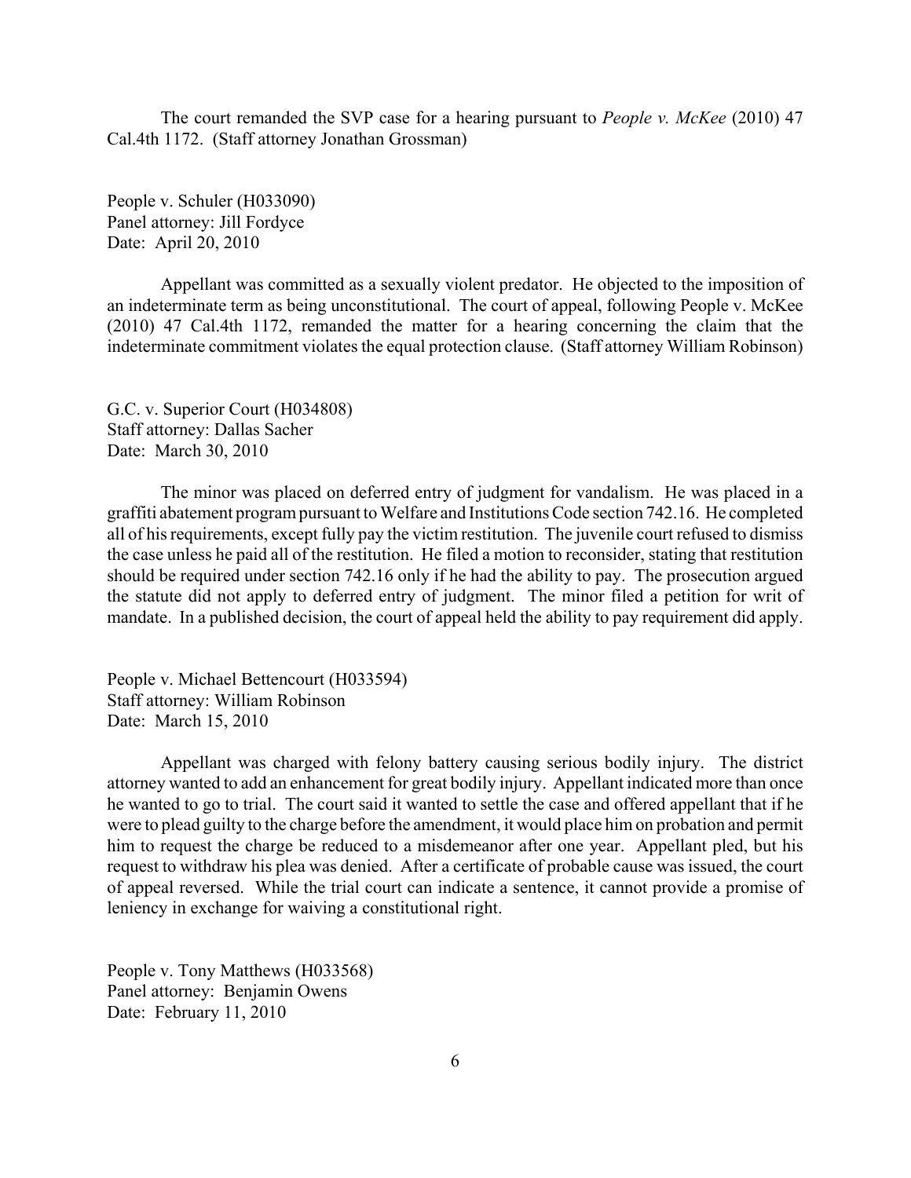The court remanded the SVP case for a hearing pursuant to *People v. McKee* (2010) 47 Cal.4th 1172. (Staff attorney Jonathan Grossman)

People v. Schuler (H033090)
Panel attorney: Jill Fordyce
Date: April 20, 2010

Appellant was committed as a sexually violent predator. He objected to the imposition of an indeterminate term as being unconstitutional. The court of appeal, following People v. McKee (2010) 47 Cal.4th 1172, remanded the matter for a hearing concerning the claim that the indeterminate commitment violates the equal protection clause. (Staff attorney William Robinson)

G.C. v. Superior Court (H034808)
Staff attorney: Dallas Sacher
Date: March 30, 2010

The minor was placed on deferred entry of judgment for vandalism. He was placed in a graffiti abatement program pursuant to Welfare and Institutions Code section 742.16. He completed all of his requirements, except fully pay the victim restitution. The juvenile court refused to dismiss the case unless he paid all of the restitution. He filed a motion to reconsider, stating that restitution should be required under section 742.16 only if he had the ability to pay. The prosecution argued the statute did not apply to deferred entry of judgment. The minor filed a petition for writ of mandate. In a published decision, the court of appeal held the ability to pay requirement did apply.

People v. Michael Bettencourt (H033594)
Staff attorney: William Robinson
Date: March 15, 2010

Appellant was charged with felony battery causing serious bodily injury. The district attorney wanted to add an enhancement for great bodily injury. Appellant indicated more than once he wanted to go to trial. The court said it wanted to settle the case and offered appellant that if he were to plead guilty to the charge before the amendment, it would place him on probation and permit him to request the charge be reduced to a misdemeanor after one year. Appellant pled, but his request to withdraw his plea was denied. After a certificate of probable cause was issued, the court of appeal reversed. While the trial court can indicate a sentence, it cannot provide a promise of leniency in exchange for waiving a constitutional right.

People v. Tony Matthews (H033568)
Panel attorney: Benjamin Owens
Date: February 11, 2010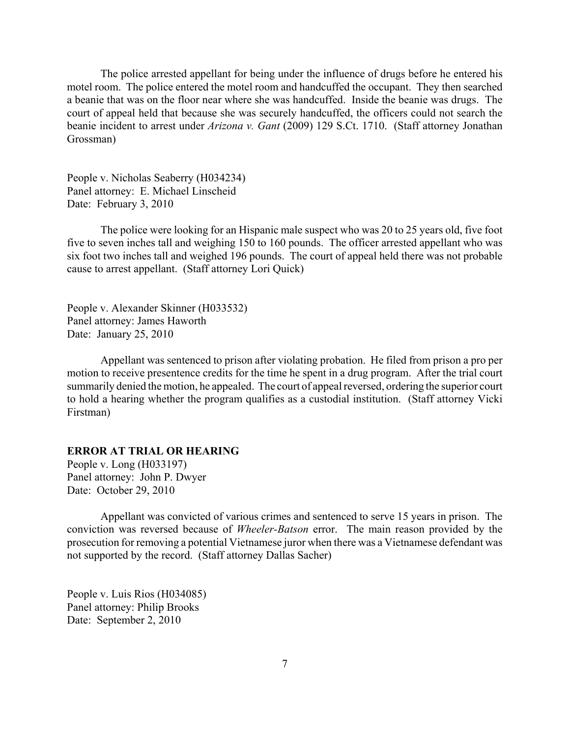The police arrested appellant for being under the influence of drugs before he entered his motel room. The police entered the motel room and handcuffed the occupant. They then searched a beanie that was on the floor near where she was handcuffed. Inside the beanie was drugs. The court of appeal held that because she was securely handcuffed, the officers could not search the beanie incident to arrest under *Arizona v. Gant* (2009) 129 S.Ct. 1710. (Staff attorney Jonathan Grossman)

People v. Nicholas Seaberry (H034234)
Panel attorney: E. Michael Linscheid
Date: February 3, 2010

The police were looking for an Hispanic male suspect who was 20 to 25 years old, five foot five to seven inches tall and weighing 150 to 160 pounds. The officer arrested appellant who was six foot two inches tall and weighed 196 pounds. The court of appeal held there was not probable cause to arrest appellant. (Staff attorney Lori Quick)

People v. Alexander Skinner (H033532)
Panel attorney: James Haworth
Date: January 25, 2010

Appellant was sentenced to prison after violating probation. He filed from prison a pro per motion to receive presentence credits for the time he spent in a drug program. After the trial court summarily denied the motion, he appealed. The court of appeal reversed, ordering the superior court to hold a hearing whether the program qualifies as a custodial institution. (Staff attorney Vicki Firstman)

**ERROR AT TRIAL OR HEARING**

People v. Long (H033197)
Panel attorney: John P. Dwyer
Date: October 29, 2010

Appellant was convicted of various crimes and sentenced to serve 15 years in prison. The conviction was reversed because of *Wheeler-Batson* error. The main reason provided by the prosecution for removing a potential Vietnamese juror when there was a Vietnamese defendant was not supported by the record. (Staff attorney Dallas Sacher)

People v. Luis Rios (H034085)
Panel attorney: Philip Brooks
Date: September 2, 2010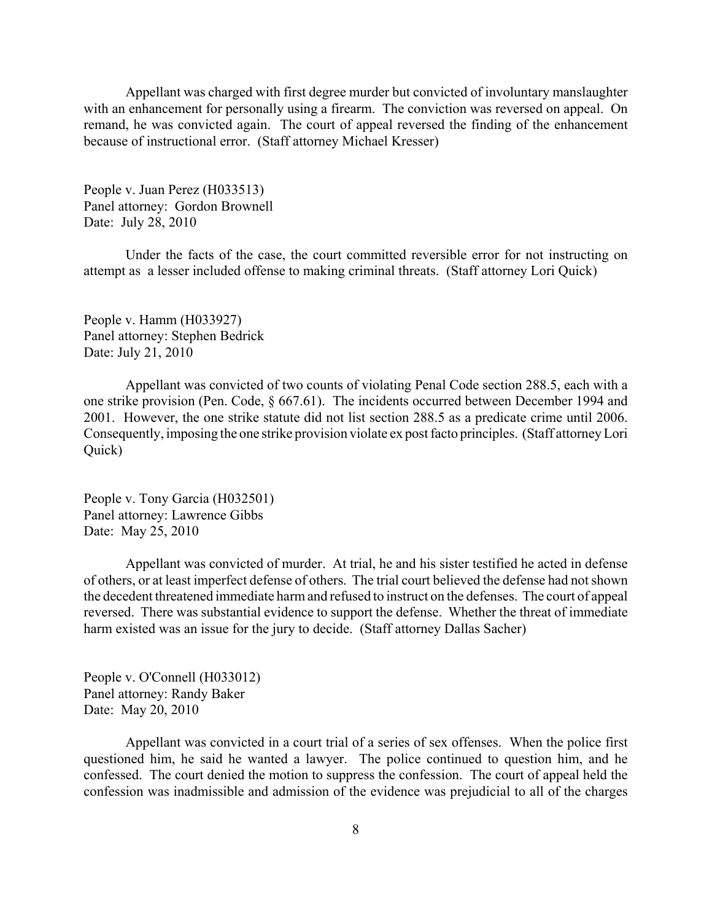Appellant was charged with first degree murder but convicted of involuntary manslaughter with an enhancement for personally using a firearm. The conviction was reversed on appeal. On remand, he was convicted again. The court of appeal reversed the finding of the enhancement because of instructional error. (Staff attorney Michael Kresser)

People v. Juan Perez (H033513)
Panel attorney: Gordon Brownell
Date: July 28, 2010

Under the facts of the case, the court committed reversible error for not instructing on attempt as a lesser included offense to making criminal threats. (Staff attorney Lori Quick)

People v. Hamm (H033927)
Panel attorney: Stephen Bedrick
Date: July 21, 2010

Appellant was convicted of two counts of violating Penal Code section 288.5, each with a one strike provision (Pen. Code, § 667.61). The incidents occurred between December 1994 and 2001. However, the one strike statute did not list section 288.5 as a predicate crime until 2006. Consequently, imposing the one strike provision violate ex post facto principles. (Staff attorney Lori Quick)

People v. Tony Garcia (H032501)
Panel attorney: Lawrence Gibbs
Date: May 25, 2010

Appellant was convicted of murder. At trial, he and his sister testified he acted in defense of others, or at least imperfect defense of others. The trial court believed the defense had not shown the decedent threatened immediate harm and refused to instruct on the defenses. The court of appeal reversed. There was substantial evidence to support the defense. Whether the threat of immediate harm existed was an issue for the jury to decide. (Staff attorney Dallas Sacher)

People v. O'Connell (H033012)
Panel attorney: Randy Baker
Date: May 20, 2010

Appellant was convicted in a court trial of a series of sex offenses. When the police first questioned him, he said he wanted a lawyer. The police continued to question him, and he confessed. The court denied the motion to suppress the confession. The court of appeal held the confession was inadmissible and admission of the evidence was prejudicial to all of the charges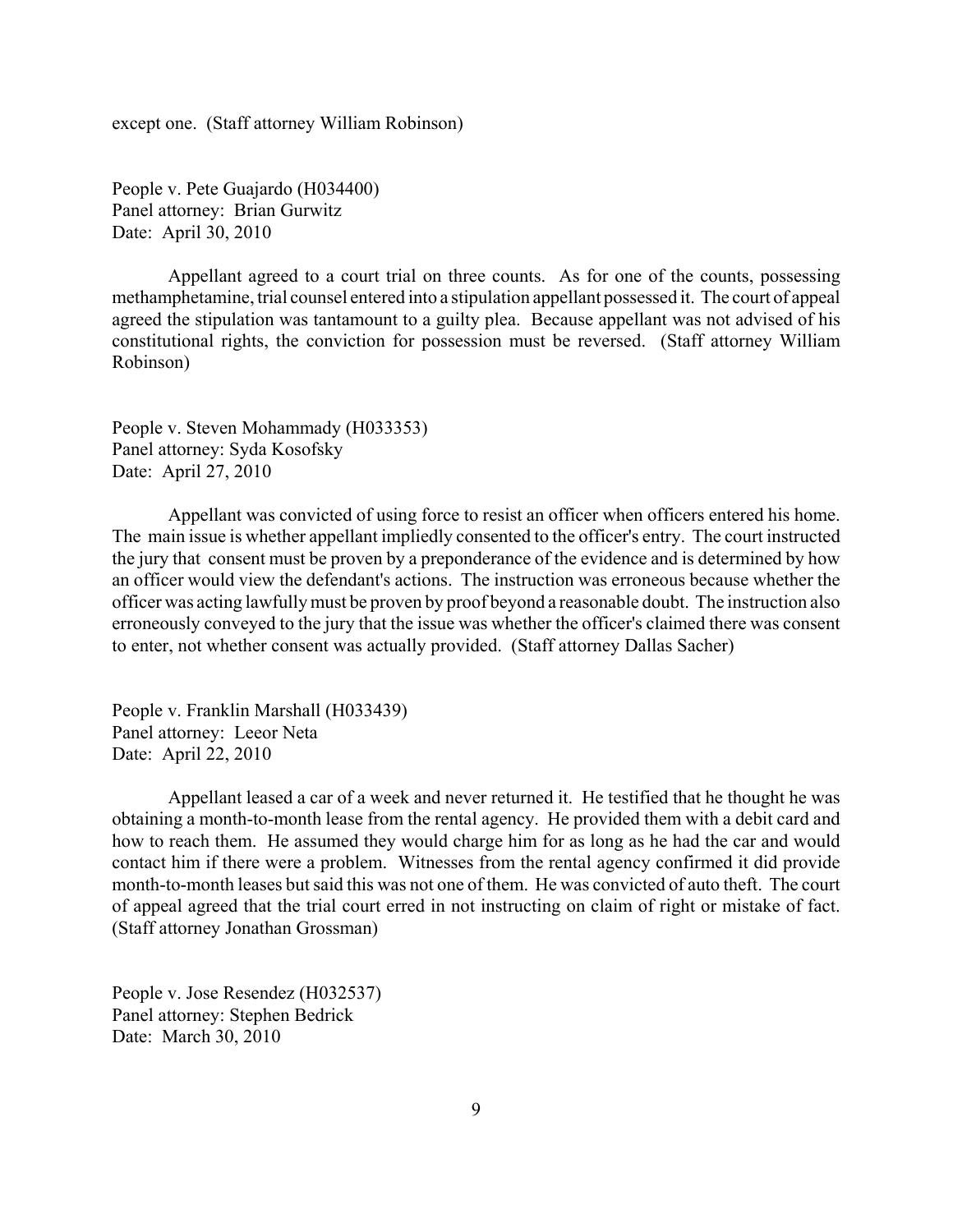except one. (Staff attorney William Robinson)

People v. Pete Guajardo (H034400)
Panel attorney: Brian Gurwitz
Date: April 30, 2010

Appellant agreed to a court trial on three counts. As for one of the counts, possessing methamphetamine, trial counsel entered into a stipulation appellant possessed it. The court of appeal agreed the stipulation was tantamount to a guilty plea. Because appellant was not advised of his constitutional rights, the conviction for possession must be reversed. (Staff attorney William Robinson)

People v. Steven Mohammady (H033353)
Panel attorney: Syda Kosofsky
Date: April 27, 2010

Appellant was convicted of using force to resist an officer when officers entered his home. The main issue is whether appellant impliedly consented to the officer's entry. The court instructed the jury that consent must be proven by a preponderance of the evidence and is determined by how an officer would view the defendant's actions. The instruction was erroneous because whether the officer was acting lawfully must be proven by proof beyond a reasonable doubt. The instruction also erroneously conveyed to the jury that the issue was whether the officer's claimed there was consent to enter, not whether consent was actually provided. (Staff attorney Dallas Sacher)

People v. Franklin Marshall (H033439)
Panel attorney: Leeor Neta
Date: April 22, 2010

Appellant leased a car of a week and never returned it. He testified that he thought he was obtaining a month-to-month lease from the rental agency. He provided them with a debit card and how to reach them. He assumed they would charge him for as long as he had the car and would contact him if there were a problem. Witnesses from the rental agency confirmed it did provide month-to-month leases but said this was not one of them. He was convicted of auto theft. The court of appeal agreed that the trial court erred in not instructing on claim of right or mistake of fact. (Staff attorney Jonathan Grossman)

People v. Jose Resendez (H032537)
Panel attorney: Stephen Bedrick
Date: March 30, 2010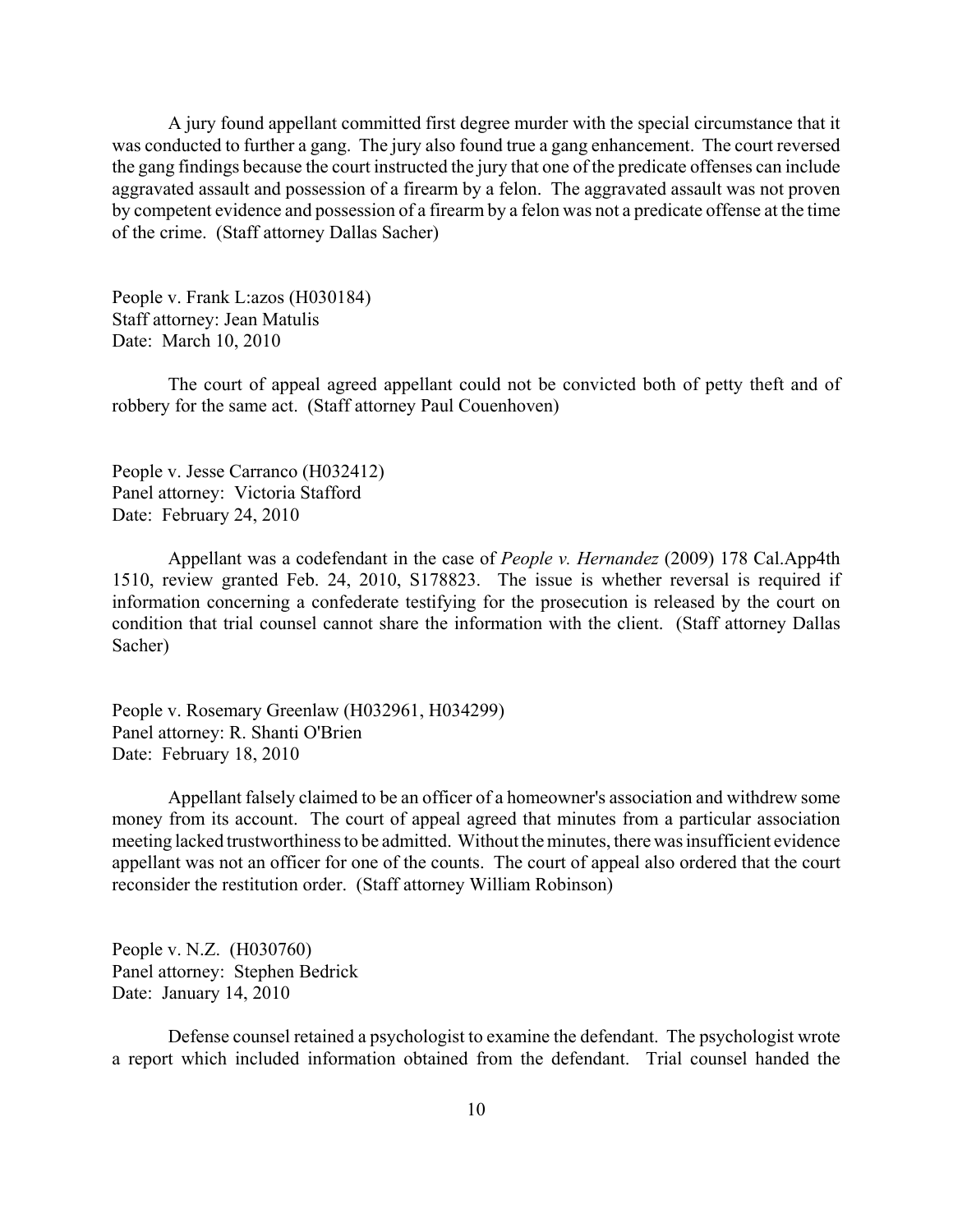A jury found appellant committed first degree murder with the special circumstance that it was conducted to further a gang. The jury also found true a gang enhancement. The court reversed the gang findings because the court instructed the jury that one of the predicate offenses can include aggravated assault and possession of a firearm by a felon. The aggravated assault was not proven by competent evidence and possession of a firearm by a felon was not a predicate offense at the time of the crime. (Staff attorney Dallas Sacher)

People v. Frank L:azos (H030184)
Staff attorney: Jean Matulis
Date: March 10, 2010

The court of appeal agreed appellant could not be convicted both of petty theft and of robbery for the same act. (Staff attorney Paul Couenhoven)

People v. Jesse Carranco (H032412)
Panel attorney: Victoria Stafford
Date: February 24, 2010

Appellant was a codefendant in the case of *People v. Hernandez* (2009) 178 Cal.App4th 1510, review granted Feb. 24, 2010, S178823. The issue is whether reversal is required if information concerning a confederate testifying for the prosecution is released by the court on condition that trial counsel cannot share the information with the client. (Staff attorney Dallas Sacher)

People v. Rosemary Greenlaw (H032961, H034299)
Panel attorney: R. Shanti O'Brien
Date: February 18, 2010

Appellant falsely claimed to be an officer of a homeowner's association and withdrew some money from its account. The court of appeal agreed that minutes from a particular association meeting lacked trustworthiness to be admitted. Without the minutes, there was insufficient evidence appellant was not an officer for one of the counts. The court of appeal also ordered that the court reconsider the restitution order. (Staff attorney William Robinson)

People v. N.Z. (H030760)
Panel attorney: Stephen Bedrick
Date: January 14, 2010

Defense counsel retained a psychologist to examine the defendant. The psychologist wrote a report which included information obtained from the defendant. Trial counsel handed the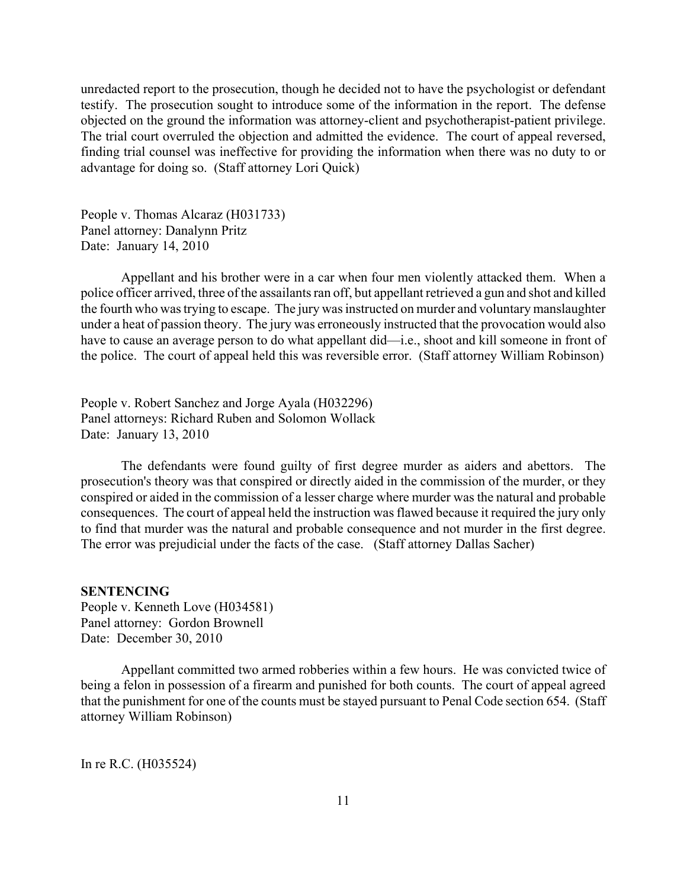unredacted report to the prosecution, though he decided not to have the psychologist or defendant testify. The prosecution sought to introduce some of the information in the report. The defense objected on the ground the information was attorney-client and psychotherapist-patient privilege. The trial court overruled the objection and admitted the evidence. The court of appeal reversed, finding trial counsel was ineffective for providing the information when there was no duty to or advantage for doing so. (Staff attorney Lori Quick)

People v. Thomas Alcaraz (H031733)
Panel attorney: Danalynn Pritz
Date: January 14, 2010

Appellant and his brother were in a car when four men violently attacked them. When a police officer arrived, three of the assailants ran off, but appellant retrieved a gun and shot and killed the fourth who was trying to escape. The jury was instructed on murder and voluntary manslaughter under a heat of passion theory. The jury was erroneously instructed that the provocation would also have to cause an average person to do what appellant did—i.e., shoot and kill someone in front of the police. The court of appeal held this was reversible error. (Staff attorney William Robinson)

People v. Robert Sanchez and Jorge Ayala (H032296)
Panel attorneys: Richard Ruben and Solomon Wollack
Date: January 13, 2010

The defendants were found guilty of first degree murder as aiders and abettors. The prosecution's theory was that conspired or directly aided in the commission of the murder, or they conspired or aided in the commission of a lesser charge where murder was the natural and probable consequences. The court of appeal held the instruction was flawed because it required the jury only to find that murder was the natural and probable consequence and not murder in the first degree. The error was prejudicial under the facts of the case. (Staff attorney Dallas Sacher)

**SENTENCING**

People v. Kenneth Love (H034581)
Panel attorney: Gordon Brownell
Date: December 30, 2010

Appellant committed two armed robberies within a few hours. He was convicted twice of being a felon in possession of a firearm and punished for both counts. The court of appeal agreed that the punishment for one of the counts must be stayed pursuant to Penal Code section 654. (Staff attorney William Robinson)

In re R.C. (H035524)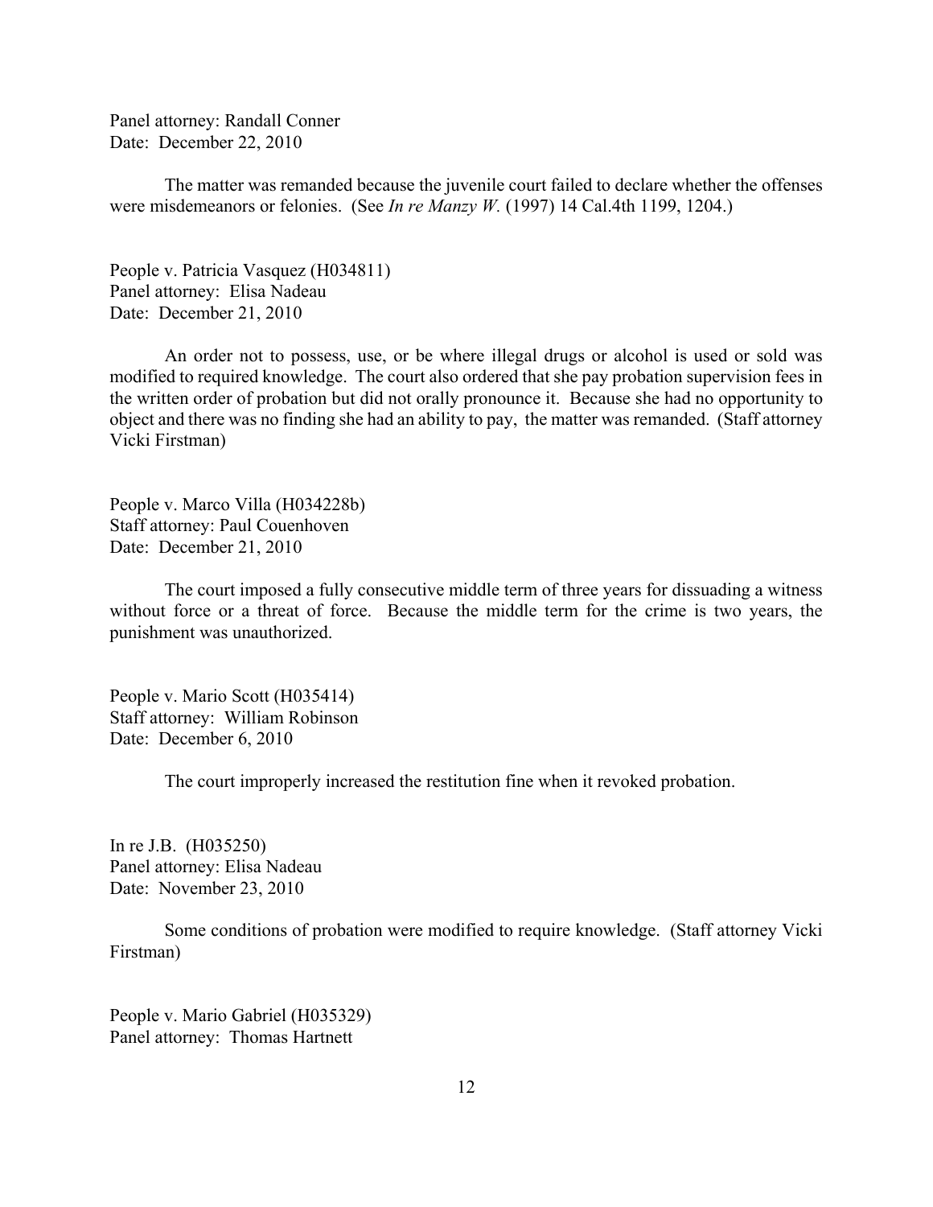Panel attorney: Randall Conner
Date: December 22, 2010

The matter was remanded because the juvenile court failed to declare whether the offenses were misdemeanors or felonies. (See *In re Manzy W.* (1997) 14 Cal.4th 1199, 1204.)

People v. Patricia Vasquez (H034811)
Panel attorney: Elisa Nadeau
Date: December 21, 2010

An order not to possess, use, or be where illegal drugs or alcohol is used or sold was modified to required knowledge. The court also ordered that she pay probation supervision fees in the written order of probation but did not orally pronounce it. Because she had no opportunity to object and there was no finding she had an ability to pay, the matter was remanded. (Staff attorney Vicki Firstman)

People v. Marco Villa (H034228b)
Staff attorney: Paul Couenhoven
Date: December 21, 2010

The court imposed a fully consecutive middle term of three years for dissuading a witness without force or a threat of force. Because the middle term for the crime is two years, the punishment was unauthorized.

People v. Mario Scott (H035414)
Staff attorney: William Robinson
Date: December 6, 2010

The court improperly increased the restitution fine when it revoked probation.

In re J.B. (H035250)
Panel attorney: Elisa Nadeau
Date: November 23, 2010

Some conditions of probation were modified to require knowledge. (Staff attorney Vicki Firstman)

People v. Mario Gabriel (H035329)
Panel attorney: Thomas Hartnett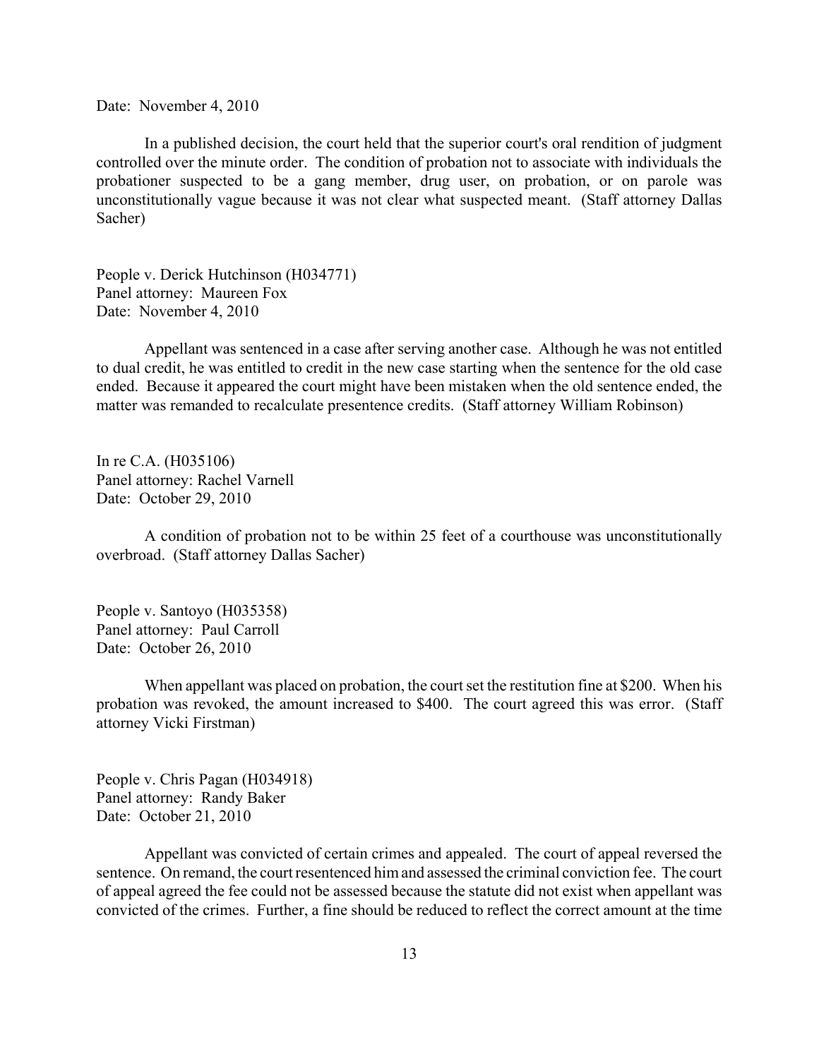Date: November 4, 2010

In a published decision, the court held that the superior court's oral rendition of judgment controlled over the minute order. The condition of probation not to associate with individuals the probationer suspected to be a gang member, drug user, on probation, or on parole was unconstitutionally vague because it was not clear what suspected meant. (Staff attorney Dallas Sacher)

People v. Derick Hutchinson (H034771)
Panel attorney: Maureen Fox
Date: November 4, 2010

Appellant was sentenced in a case after serving another case. Although he was not entitled to dual credit, he was entitled to credit in the new case starting when the sentence for the old case ended. Because it appeared the court might have been mistaken when the old sentence ended, the matter was remanded to recalculate presentence credits. (Staff attorney William Robinson)

In re C.A. (H035106)
Panel attorney: Rachel Varnell
Date: October 29, 2010

A condition of probation not to be within 25 feet of a courthouse was unconstitutionally overbroad. (Staff attorney Dallas Sacher)

People v. Santoyo (H035358)
Panel attorney: Paul Carroll
Date: October 26, 2010

When appellant was placed on probation, the court set the restitution fine at $200. When his probation was revoked, the amount increased to $400. The court agreed this was error. (Staff attorney Vicki Firstman)

People v. Chris Pagan (H034918)
Panel attorney: Randy Baker
Date: October 21, 2010

Appellant was convicted of certain crimes and appealed. The court of appeal reversed the sentence. On remand, the court resentenced him and assessed the criminal conviction fee. The court of appeal agreed the fee could not be assessed because the statute did not exist when appellant was convicted of the crimes. Further, a fine should be reduced to reflect the correct amount at the time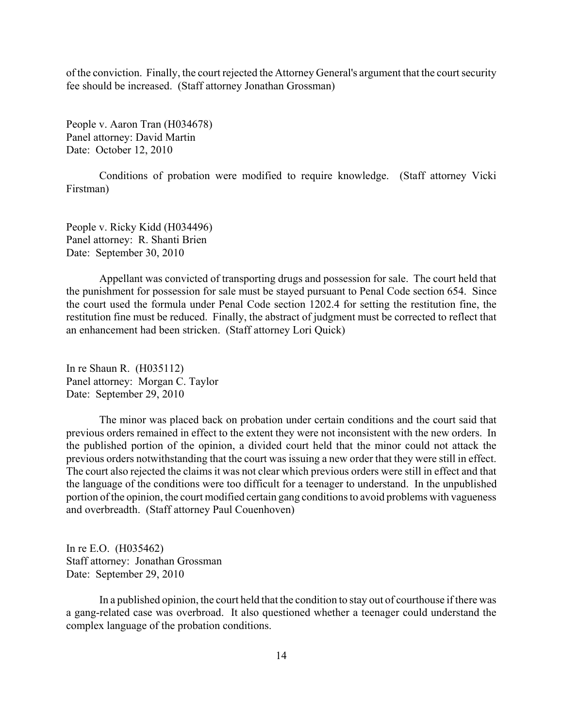of the conviction. Finally, the court rejected the Attorney General's argument that the court security fee should be increased. (Staff attorney Jonathan Grossman)

People v. Aaron Tran (H034678)
Panel attorney: David Martin
Date: October 12, 2010

Conditions of probation were modified to require knowledge. (Staff attorney Vicki Firstman)

People v. Ricky Kidd (H034496)
Panel attorney: R. Shanti Brien
Date: September 30, 2010

Appellant was convicted of transporting drugs and possession for sale. The court held that the punishment for possession for sale must be stayed pursuant to Penal Code section 654. Since the court used the formula under Penal Code section 1202.4 for setting the restitution fine, the restitution fine must be reduced. Finally, the abstract of judgment must be corrected to reflect that an enhancement had been stricken. (Staff attorney Lori Quick)

In re Shaun R. (H035112)
Panel attorney: Morgan C. Taylor
Date: September 29, 2010

The minor was placed back on probation under certain conditions and the court said that previous orders remained in effect to the extent they were not inconsistent with the new orders. In the published portion of the opinion, a divided court held that the minor could not attack the previous orders notwithstanding that the court was issuing a new order that they were still in effect. The court also rejected the claims it was not clear which previous orders were still in effect and that the language of the conditions were too difficult for a teenager to understand. In the unpublished portion of the opinion, the court modified certain gang conditions to avoid problems with vagueness and overbreadth. (Staff attorney Paul Couenhoven)

In re E.O. (H035462)
Staff attorney: Jonathan Grossman
Date: September 29, 2010

In a published opinion, the court held that the condition to stay out of courthouse if there was a gang-related case was overbroad. It also questioned whether a teenager could understand the complex language of the probation conditions.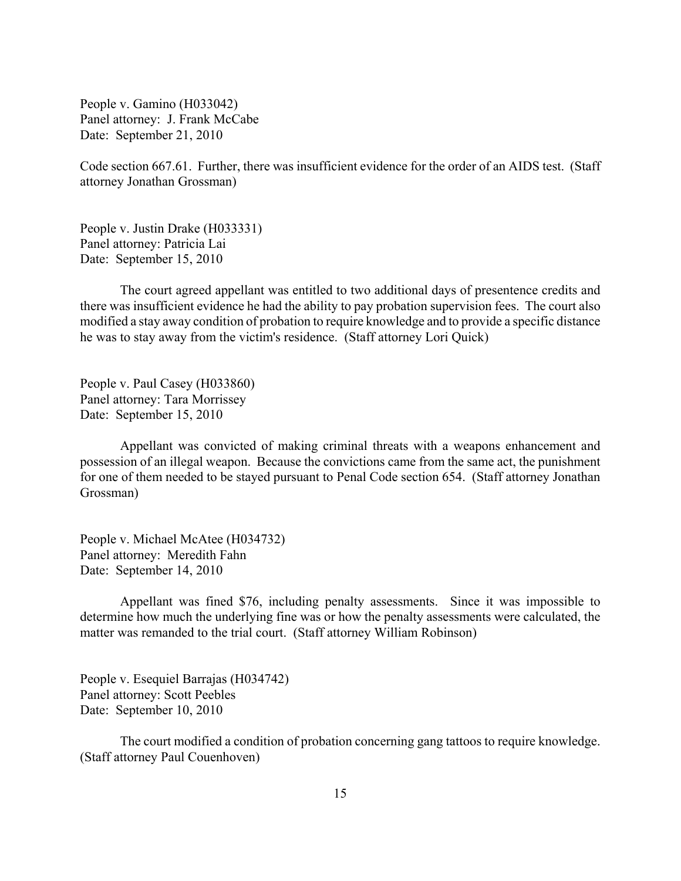People v. Gamino (H033042)
Panel attorney: J. Frank McCabe
Date: September 21, 2010

Code section 667.61. Further, there was insufficient evidence for the order of an AIDS test. (Staff attorney Jonathan Grossman)

People v. Justin Drake (H033331)
Panel attorney: Patricia Lai
Date: September 15, 2010

The court agreed appellant was entitled to two additional days of presentence credits and there was insufficient evidence he had the ability to pay probation supervision fees. The court also modified a stay away condition of probation to require knowledge and to provide a specific distance he was to stay away from the victim's residence. (Staff attorney Lori Quick)

People v. Paul Casey (H033860)
Panel attorney: Tara Morrissey
Date: September 15, 2010

Appellant was convicted of making criminal threats with a weapons enhancement and possession of an illegal weapon. Because the convictions came from the same act, the punishment for one of them needed to be stayed pursuant to Penal Code section 654. (Staff attorney Jonathan Grossman)

People v. Michael McAtee (H034732)
Panel attorney: Meredith Fahn
Date: September 14, 2010

Appellant was fined $76, including penalty assessments. Since it was impossible to determine how much the underlying fine was or how the penalty assessments were calculated, the matter was remanded to the trial court. (Staff attorney William Robinson)

People v. Esequiel Barrajas (H034742)
Panel attorney: Scott Peebles
Date: September 10, 2010

The court modified a condition of probation concerning gang tattoos to require knowledge. (Staff attorney Paul Couenhoven)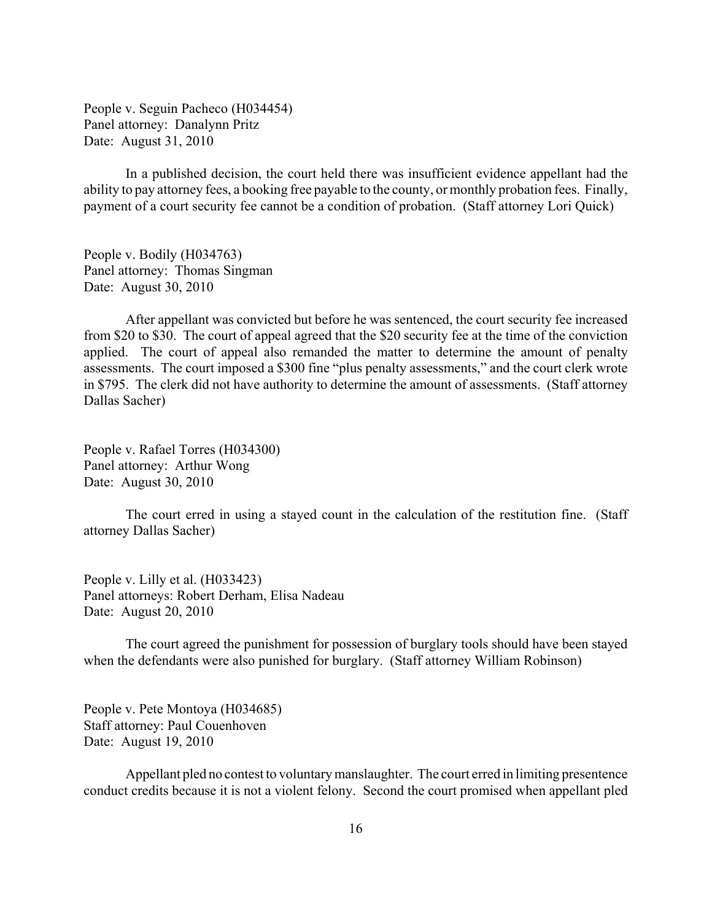People v. Seguin Pacheco (H034454)
Panel attorney: Danalynn Pritz
Date: August 31, 2010

In a published decision, the court held there was insufficient evidence appellant had the ability to pay attorney fees, a booking free payable to the county, or monthly probation fees. Finally, payment of a court security fee cannot be a condition of probation. (Staff attorney Lori Quick)

People v. Bodily (H034763)
Panel attorney: Thomas Singman
Date: August 30, 2010

After appellant was convicted but before he was sentenced, the court security fee increased from $20 to $30. The court of appeal agreed that the $20 security fee at the time of the conviction applied. The court of appeal also remanded the matter to determine the amount of penalty assessments. The court imposed a $300 fine "plus penalty assessments," and the court clerk wrote in $795. The clerk did not have authority to determine the amount of assessments. (Staff attorney Dallas Sacher)

People v. Rafael Torres (H034300)
Panel attorney: Arthur Wong
Date: August 30, 2010

The court erred in using a stayed count in the calculation of the restitution fine. (Staff attorney Dallas Sacher)

People v. Lilly et al. (H033423)
Panel attorneys: Robert Derham, Elisa Nadeau
Date: August 20, 2010

The court agreed the punishment for possession of burglary tools should have been stayed when the defendants were also punished for burglary. (Staff attorney William Robinson)

People v. Pete Montoya (H034685)
Staff attorney: Paul Couenhoven
Date: August 19, 2010

Appellant pled no contest to voluntary manslaughter. The court erred in limiting presentence conduct credits because it is not a violent felony. Second the court promised when appellant pled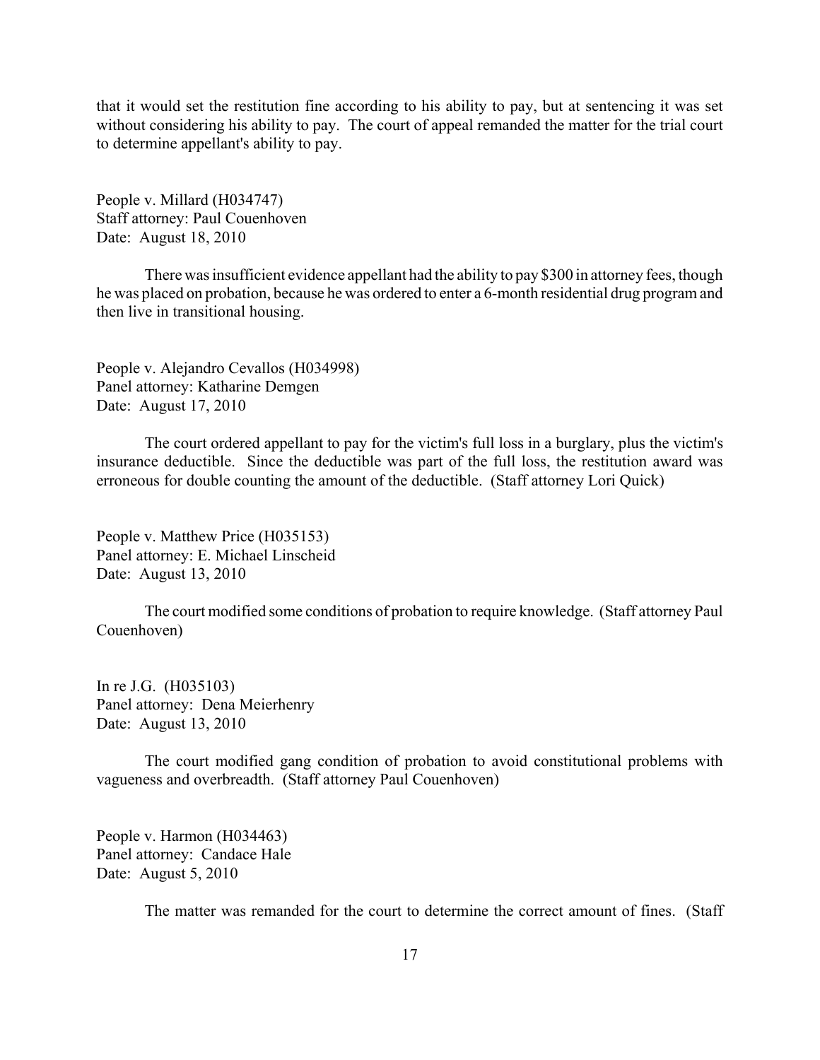that it would set the restitution fine according to his ability to pay, but at sentencing it was set without considering his ability to pay. The court of appeal remanded the matter for the trial court to determine appellant's ability to pay.

People v. Millard (H034747)
Staff attorney: Paul Couenhoven
Date: August 18, 2010

There was insufficient evidence appellant had the ability to pay $300 in attorney fees, though he was placed on probation, because he was ordered to enter a 6-month residential drug program and then live in transitional housing.

People v. Alejandro Cevallos (H034998)
Panel attorney: Katharine Demgen
Date: August 17, 2010

The court ordered appellant to pay for the victim's full loss in a burglary, plus the victim's insurance deductible. Since the deductible was part of the full loss, the restitution award was erroneous for double counting the amount of the deductible. (Staff attorney Lori Quick)

People v. Matthew Price (H035153)
Panel attorney: E. Michael Linscheid
Date: August 13, 2010

The court modified some conditions of probation to require knowledge. (Staff attorney Paul Couenhoven)

In re J.G. (H035103)
Panel attorney: Dena Meierhenry
Date: August 13, 2010

The court modified gang condition of probation to avoid constitutional problems with vagueness and overbreadth. (Staff attorney Paul Couenhoven)

People v. Harmon (H034463)
Panel attorney: Candace Hale
Date: August 5, 2010

The matter was remanded for the court to determine the correct amount of fines. (Staff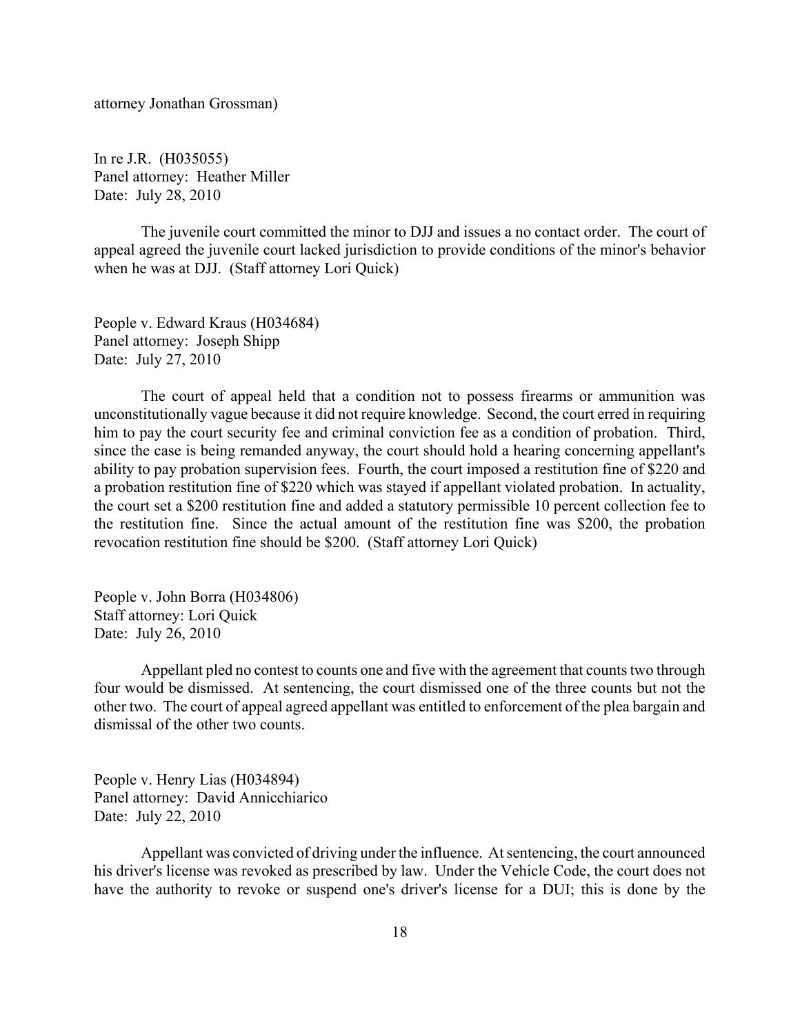attorney Jonathan Grossman)

In re J.R. (H035055)
Panel attorney: Heather Miller
Date: July 28, 2010

The juvenile court committed the minor to DJJ and issues a no contact order. The court of appeal agreed the juvenile court lacked jurisdiction to provide conditions of the minor's behavior when he was at DJJ. (Staff attorney Lori Quick)

People v. Edward Kraus (H034684)
Panel attorney: Joseph Shipp
Date: July 27, 2010

The court of appeal held that a condition not to possess firearms or ammunition was unconstitutionally vague because it did not require knowledge. Second, the court erred in requiring him to pay the court security fee and criminal conviction fee as a condition of probation. Third, since the case is being remanded anyway, the court should hold a hearing concerning appellant's ability to pay probation supervision fees. Fourth, the court imposed a restitution fine of $220 and a probation restitution fine of $220 which was stayed if appellant violated probation. In actuality, the court set a $200 restitution fine and added a statutory permissible 10 percent collection fee to the restitution fine. Since the actual amount of the restitution fine was $200, the probation revocation restitution fine should be $200. (Staff attorney Lori Quick)

People v. John Borra (H034806)
Staff attorney: Lori Quick
Date: July 26, 2010

Appellant pled no contest to counts one and five with the agreement that counts two through four would be dismissed. At sentencing, the court dismissed one of the three counts but not the other two. The court of appeal agreed appellant was entitled to enforcement of the plea bargain and dismissal of the other two counts.

People v. Henry Lias (H034894)
Panel attorney: David Annicchiarico
Date: July 22, 2010

Appellant was convicted of driving under the influence. At sentencing, the court announced his driver's license was revoked as prescribed by law. Under the Vehicle Code, the court does not have the authority to revoke or suspend one's driver's license for a DUI; this is done by the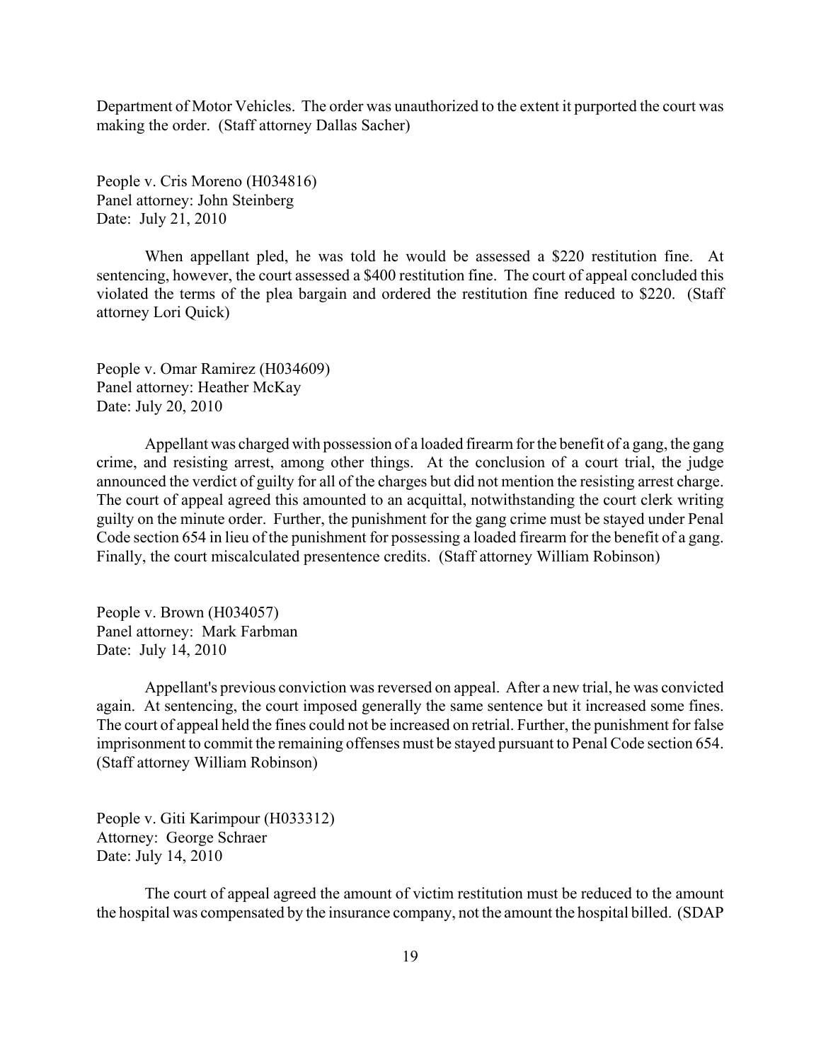Department of Motor Vehicles. The order was unauthorized to the extent it purported the court was making the order. (Staff attorney Dallas Sacher)

People v. Cris Moreno (H034816)
Panel attorney: John Steinberg
Date: July 21, 2010

When appellant pled, he was told he would be assessed a $220 restitution fine. At sentencing, however, the court assessed a $400 restitution fine. The court of appeal concluded this violated the terms of the plea bargain and ordered the restitution fine reduced to $220. (Staff attorney Lori Quick)

People v. Omar Ramirez (H034609)
Panel attorney: Heather McKay
Date: July 20, 2010

Appellant was charged with possession of a loaded firearm for the benefit of a gang, the gang crime, and resisting arrest, among other things. At the conclusion of a court trial, the judge announced the verdict of guilty for all of the charges but did not mention the resisting arrest charge. The court of appeal agreed this amounted to an acquittal, notwithstanding the court clerk writing guilty on the minute order. Further, the punishment for the gang crime must be stayed under Penal Code section 654 in lieu of the punishment for possessing a loaded firearm for the benefit of a gang. Finally, the court miscalculated presentence credits. (Staff attorney William Robinson)

People v. Brown (H034057)
Panel attorney: Mark Farbman
Date: July 14, 2010

Appellant's previous conviction was reversed on appeal. After a new trial, he was convicted again. At sentencing, the court imposed generally the same sentence but it increased some fines. The court of appeal held the fines could not be increased on retrial. Further, the punishment for false imprisonment to commit the remaining offenses must be stayed pursuant to Penal Code section 654. (Staff attorney William Robinson)

People v. Giti Karimpour (H033312)
Attorney: George Schraer
Date: July 14, 2010

The court of appeal agreed the amount of victim restitution must be reduced to the amount the hospital was compensated by the insurance company, not the amount the hospital billed. (SDAP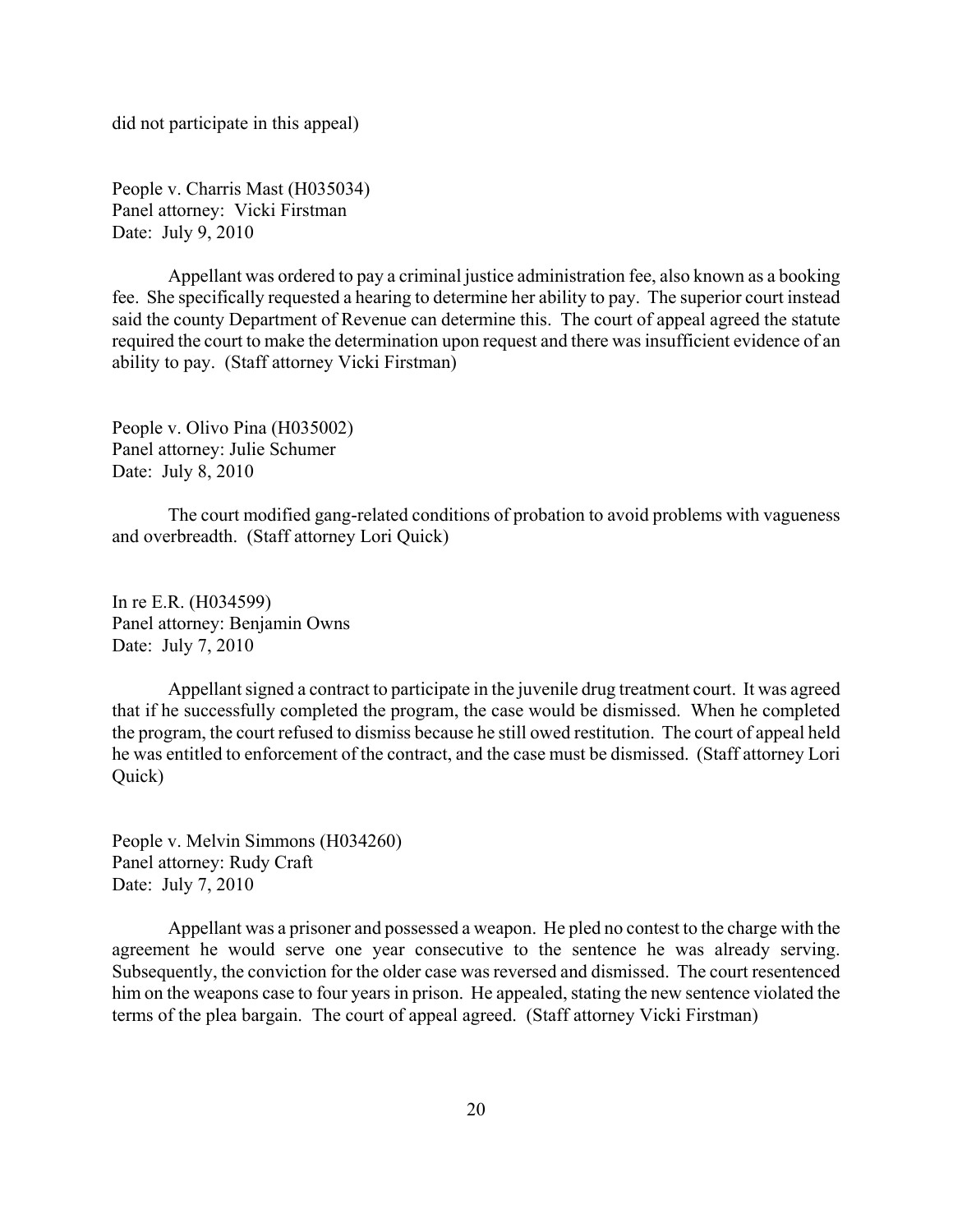did not participate in this appeal)

People v. Charris Mast (H035034)
Panel attorney: Vicki Firstman
Date: July 9, 2010

Appellant was ordered to pay a criminal justice administration fee, also known as a booking fee. She specifically requested a hearing to determine her ability to pay. The superior court instead said the county Department of Revenue can determine this. The court of appeal agreed the statute required the court to make the determination upon request and there was insufficient evidence of an ability to pay. (Staff attorney Vicki Firstman)

People v. Olivo Pina (H035002)
Panel attorney: Julie Schumer
Date: July 8, 2010

The court modified gang-related conditions of probation to avoid problems with vagueness and overbreadth. (Staff attorney Lori Quick)

In re E.R. (H034599)
Panel attorney: Benjamin Owns
Date: July 7, 2010

Appellant signed a contract to participate in the juvenile drug treatment court. It was agreed that if he successfully completed the program, the case would be dismissed. When he completed the program, the court refused to dismiss because he still owed restitution. The court of appeal held he was entitled to enforcement of the contract, and the case must be dismissed. (Staff attorney Lori Quick)

People v. Melvin Simmons (H034260)
Panel attorney: Rudy Craft
Date: July 7, 2010

Appellant was a prisoner and possessed a weapon. He pled no contest to the charge with the agreement he would serve one year consecutive to the sentence he was already serving. Subsequently, the conviction for the older case was reversed and dismissed. The court resentenced him on the weapons case to four years in prison. He appealed, stating the new sentence violated the terms of the plea bargain. The court of appeal agreed. (Staff attorney Vicki Firstman)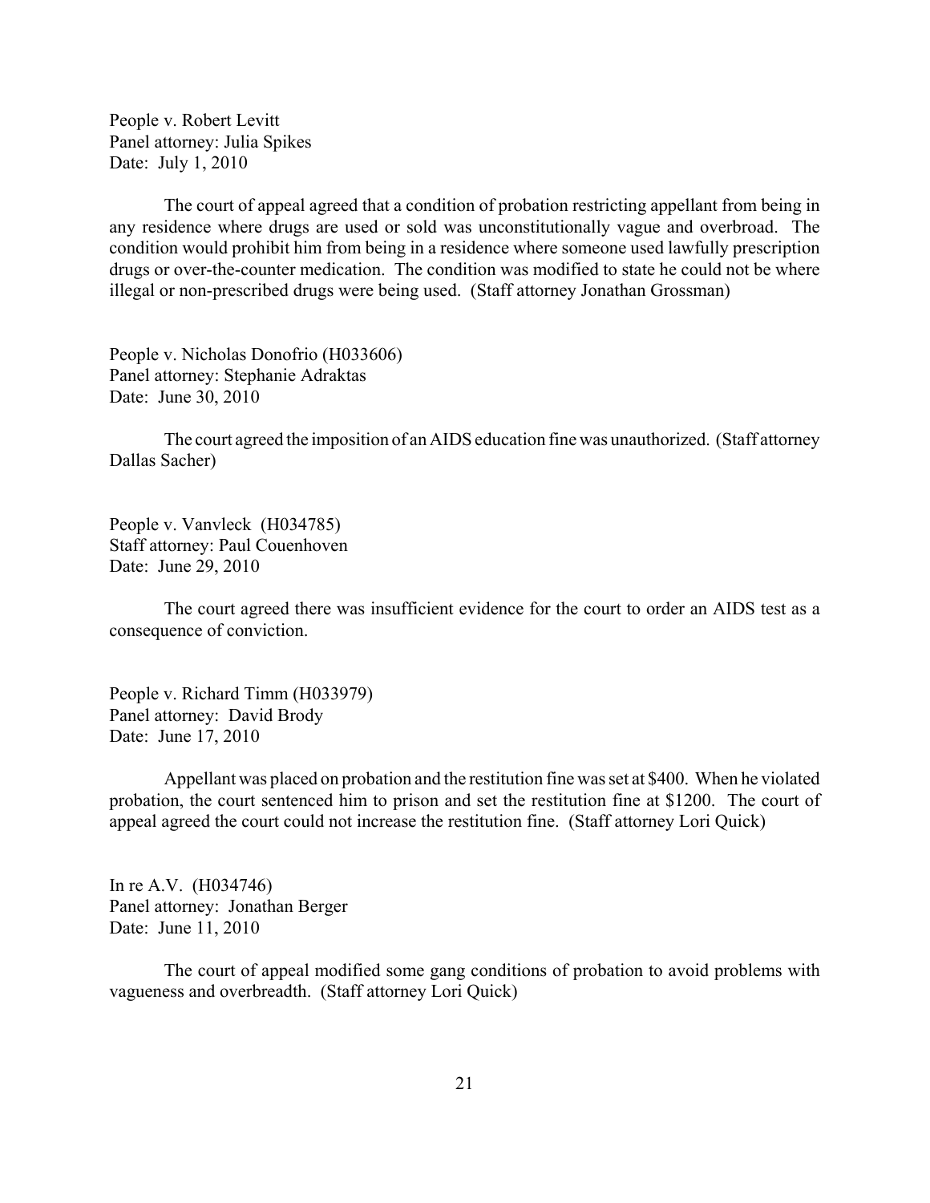People v. Robert Levitt
Panel attorney: Julia Spikes
Date: July 1, 2010

The court of appeal agreed that a condition of probation restricting appellant from being in any residence where drugs are used or sold was unconstitutionally vague and overbroad. The condition would prohibit him from being in a residence where someone used lawfully prescription drugs or over-the-counter medication. The condition was modified to state he could not be where illegal or non-prescribed drugs were being used. (Staff attorney Jonathan Grossman)

People v. Nicholas Donofrio (H033606)
Panel attorney: Stephanie Adraktas
Date: June 30, 2010

The court agreed the imposition of an AIDS education fine was unauthorized. (Staff attorney Dallas Sacher)

People v. Vanvleck (H034785)
Staff attorney: Paul Couenhoven
Date: June 29, 2010

The court agreed there was insufficient evidence for the court to order an AIDS test as a consequence of conviction.

People v. Richard Timm (H033979)
Panel attorney: David Brody
Date: June 17, 2010

Appellant was placed on probation and the restitution fine was set at $400. When he violated probation, the court sentenced him to prison and set the restitution fine at $1200. The court of appeal agreed the court could not increase the restitution fine. (Staff attorney Lori Quick)

In re A.V. (H034746)
Panel attorney: Jonathan Berger
Date: June 11, 2010

The court of appeal modified some gang conditions of probation to avoid problems with vagueness and overbreadth. (Staff attorney Lori Quick)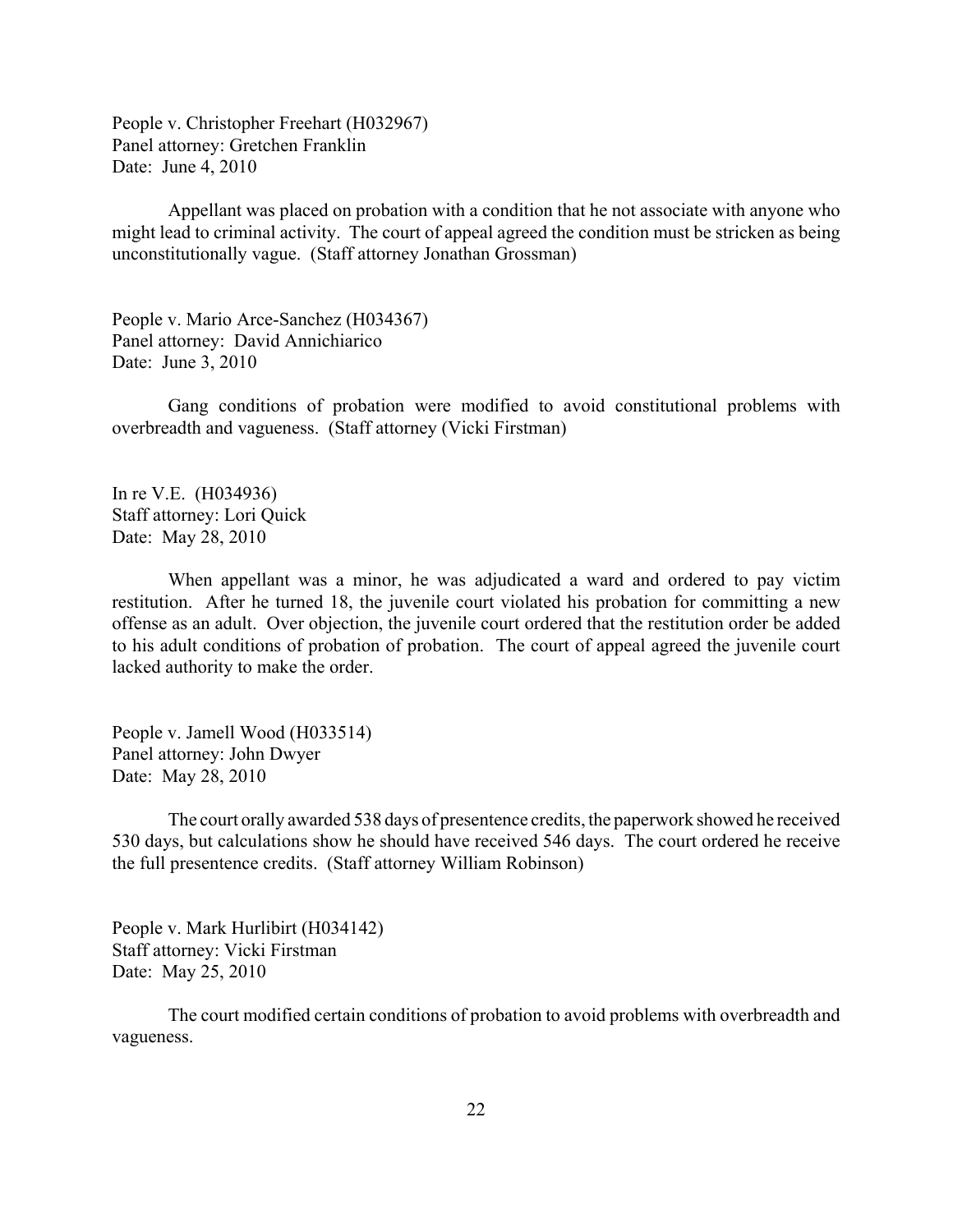People v. Christopher Freehart (H032967)
Panel attorney: Gretchen Franklin
Date: June 4, 2010

Appellant was placed on probation with a condition that he not associate with anyone who might lead to criminal activity. The court of appeal agreed the condition must be stricken as being unconstitutionally vague. (Staff attorney Jonathan Grossman)

People v. Mario Arce-Sanchez (H034367)
Panel attorney: David Annichiarico
Date: June 3, 2010

Gang conditions of probation were modified to avoid constitutional problems with overbreadth and vagueness. (Staff attorney (Vicki Firstman)

In re V.E. (H034936)
Staff attorney: Lori Quick
Date: May 28, 2010

When appellant was a minor, he was adjudicated a ward and ordered to pay victim restitution. After he turned 18, the juvenile court violated his probation for committing a new offense as an adult. Over objection, the juvenile court ordered that the restitution order be added to his adult conditions of probation of probation. The court of appeal agreed the juvenile court lacked authority to make the order.

People v. Jamell Wood (H033514)
Panel attorney: John Dwyer
Date: May 28, 2010

The court orally awarded 538 days of presentence credits, the paperwork showed he received 530 days, but calculations show he should have received 546 days. The court ordered he receive the full presentence credits. (Staff attorney William Robinson)

People v. Mark Hurlibirt (H034142)
Staff attorney: Vicki Firstman
Date: May 25, 2010

The court modified certain conditions of probation to avoid problems with overbreadth and vagueness.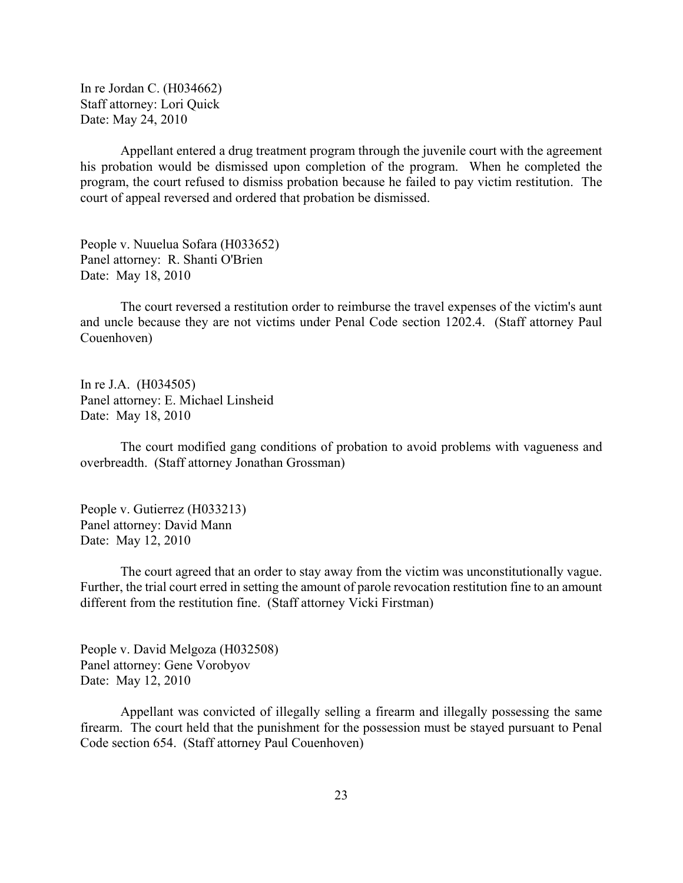In re Jordan C. (H034662)
Staff attorney: Lori Quick
Date: May 24, 2010

Appellant entered a drug treatment program through the juvenile court with the agreement his probation would be dismissed upon completion of the program. When he completed the program, the court refused to dismiss probation because he failed to pay victim restitution. The court of appeal reversed and ordered that probation be dismissed.

People v. Nuuelua Sofara (H033652)
Panel attorney: R. Shanti O'Brien
Date: May 18, 2010

The court reversed a restitution order to reimburse the travel expenses of the victim's aunt and uncle because they are not victims under Penal Code section 1202.4. (Staff attorney Paul Couenhoven)

In re J.A. (H034505)
Panel attorney: E. Michael Linsheid
Date: May 18, 2010

The court modified gang conditions of probation to avoid problems with vagueness and overbreadth. (Staff attorney Jonathan Grossman)

People v. Gutierrez (H033213)
Panel attorney: David Mann
Date: May 12, 2010

The court agreed that an order to stay away from the victim was unconstitutionally vague. Further, the trial court erred in setting the amount of parole revocation restitution fine to an amount different from the restitution fine. (Staff attorney Vicki Firstman)

People v. David Melgoza (H032508)
Panel attorney: Gene Vorobyov
Date: May 12, 2010

Appellant was convicted of illegally selling a firearm and illegally possessing the same firearm. The court held that the punishment for the possession must be stayed pursuant to Penal Code section 654. (Staff attorney Paul Couenhoven)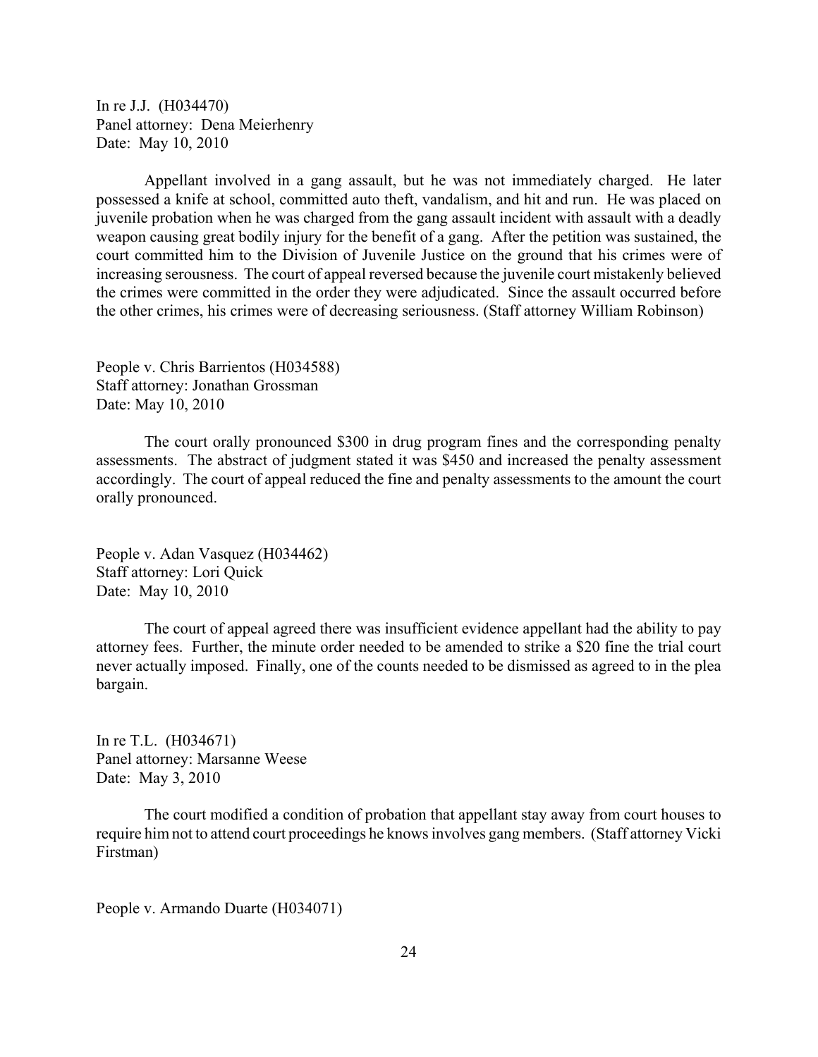In re J.J. (H034470)
Panel attorney: Dena Meierhenry
Date: May 10, 2010

Appellant involved in a gang assault, but he was not immediately charged. He later possessed a knife at school, committed auto theft, vandalism, and hit and run. He was placed on juvenile probation when he was charged from the gang assault incident with assault with a deadly weapon causing great bodily injury for the benefit of a gang. After the petition was sustained, the court committed him to the Division of Juvenile Justice on the ground that his crimes were of increasing serousness. The court of appeal reversed because the juvenile court mistakenly believed the crimes were committed in the order they were adjudicated. Since the assault occurred before the other crimes, his crimes were of decreasing seriousness. (Staff attorney William Robinson)

People v. Chris Barrientos (H034588)
Staff attorney: Jonathan Grossman
Date: May 10, 2010

The court orally pronounced $300 in drug program fines and the corresponding penalty assessments. The abstract of judgment stated it was $450 and increased the penalty assessment accordingly. The court of appeal reduced the fine and penalty assessments to the amount the court orally pronounced.

People v. Adan Vasquez (H034462)
Staff attorney: Lori Quick
Date: May 10, 2010

The court of appeal agreed there was insufficient evidence appellant had the ability to pay attorney fees. Further, the minute order needed to be amended to strike a $20 fine the trial court never actually imposed. Finally, one of the counts needed to be dismissed as agreed to in the plea bargain.

In re T.L. (H034671)
Panel attorney: Marsanne Weese
Date: May 3, 2010

The court modified a condition of probation that appellant stay away from court houses to require him not to attend court proceedings he knows involves gang members. (Staff attorney Vicki Firstman)

People v. Armando Duarte (H034071)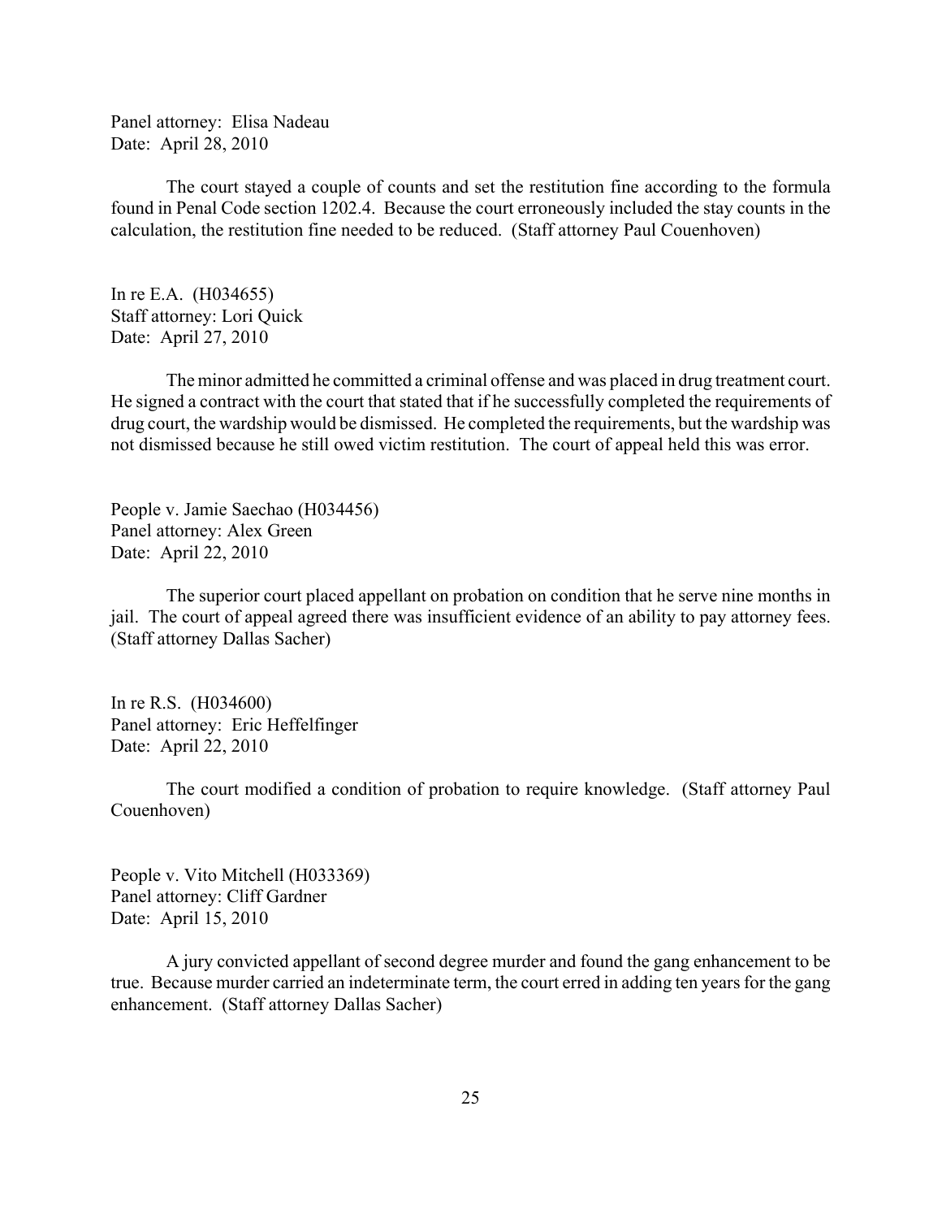Panel attorney: Elisa Nadeau
Date: April 28, 2010

The court stayed a couple of counts and set the restitution fine according to the formula found in Penal Code section 1202.4. Because the court erroneously included the stay counts in the calculation, the restitution fine needed to be reduced. (Staff attorney Paul Couenhoven)

In re E.A. (H034655)
Staff attorney: Lori Quick
Date: April 27, 2010

The minor admitted he committed a criminal offense and was placed in drug treatment court. He signed a contract with the court that stated that if he successfully completed the requirements of drug court, the wardship would be dismissed. He completed the requirements, but the wardship was not dismissed because he still owed victim restitution. The court of appeal held this was error.

People v. Jamie Saechao (H034456)
Panel attorney: Alex Green
Date: April 22, 2010

The superior court placed appellant on probation on condition that he serve nine months in jail. The court of appeal agreed there was insufficient evidence of an ability to pay attorney fees. (Staff attorney Dallas Sacher)

In re R.S. (H034600)
Panel attorney: Eric Heffelfinger
Date: April 22, 2010

The court modified a condition of probation to require knowledge. (Staff attorney Paul Couenhoven)

People v. Vito Mitchell (H033369)
Panel attorney: Cliff Gardner
Date: April 15, 2010

A jury convicted appellant of second degree murder and found the gang enhancement to be true. Because murder carried an indeterminate term, the court erred in adding ten years for the gang enhancement. (Staff attorney Dallas Sacher)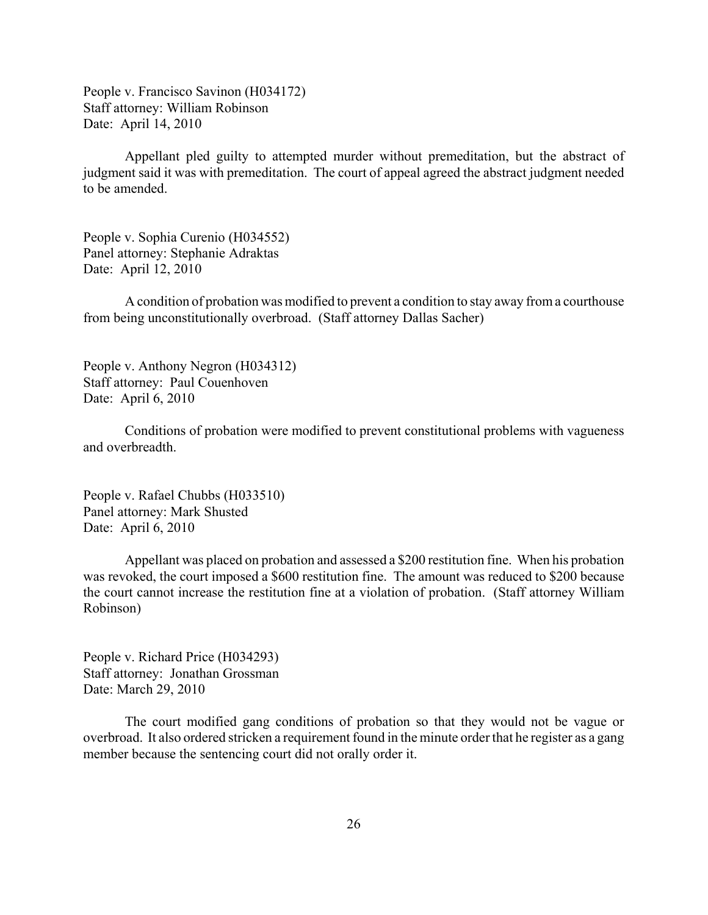People v. Francisco Savinon (H034172)
Staff attorney: William Robinson
Date: April 14, 2010

Appellant pled guilty to attempted murder without premeditation, but the abstract of judgment said it was with premeditation. The court of appeal agreed the abstract judgment needed to be amended.

People v. Sophia Curenio (H034552)
Panel attorney: Stephanie Adraktas
Date: April 12, 2010

A condition of probation was modified to prevent a condition to stay away from a courthouse from being unconstitutionally overbroad. (Staff attorney Dallas Sacher)

People v. Anthony Negron (H034312)
Staff attorney: Paul Couenhoven
Date: April 6, 2010

Conditions of probation were modified to prevent constitutional problems with vagueness and overbreadth.

People v. Rafael Chubbs (H033510)
Panel attorney: Mark Shusted
Date: April 6, 2010

Appellant was placed on probation and assessed a $200 restitution fine. When his probation was revoked, the court imposed a $600 restitution fine. The amount was reduced to $200 because the court cannot increase the restitution fine at a violation of probation. (Staff attorney William Robinson)

People v. Richard Price (H034293)
Staff attorney: Jonathan Grossman
Date: March 29, 2010

The court modified gang conditions of probation so that they would not be vague or overbroad. It also ordered stricken a requirement found in the minute order that he register as a gang member because the sentencing court did not orally order it.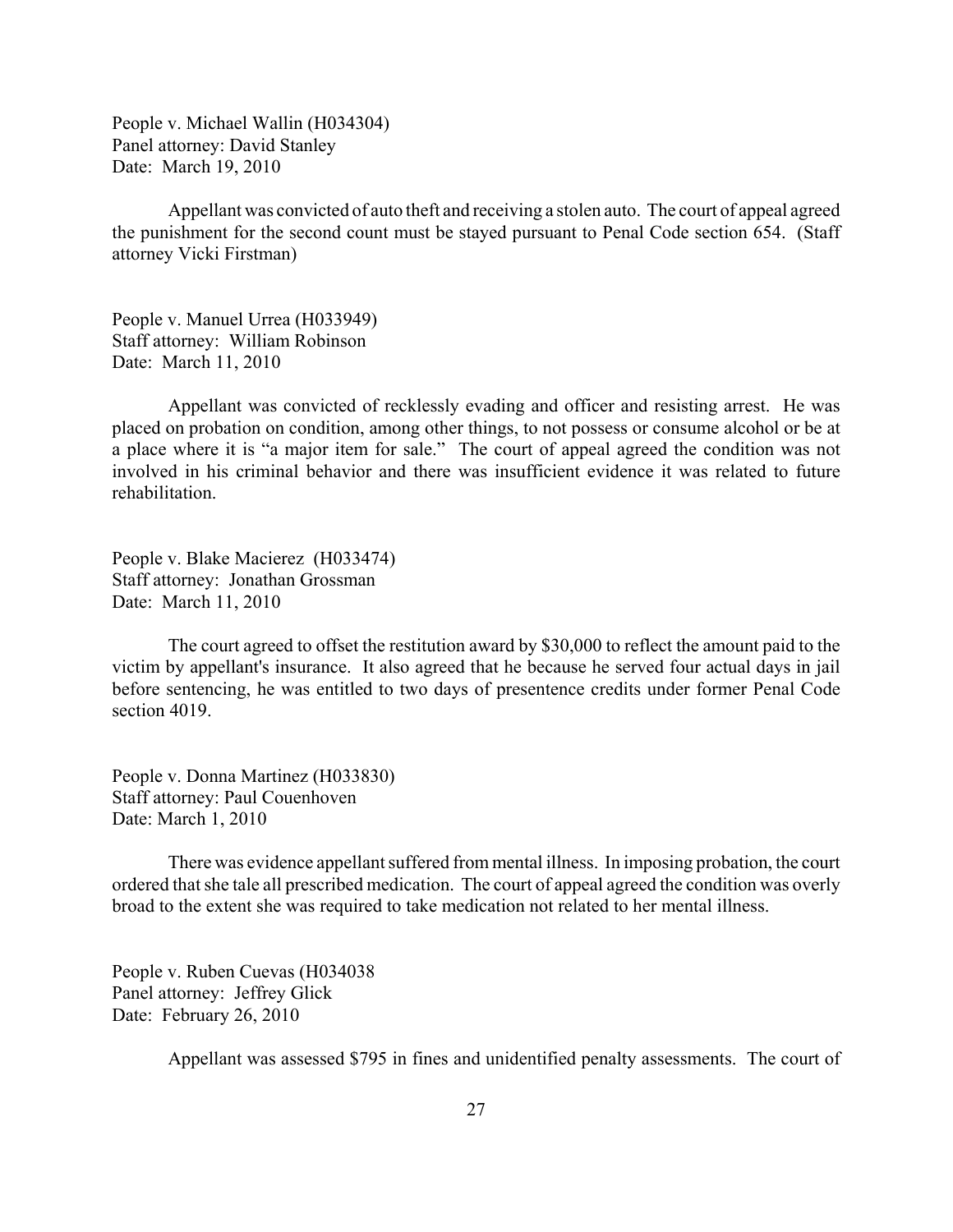People v. Michael Wallin (H034304)
Panel attorney: David Stanley
Date: March 19, 2010

Appellant was convicted of auto theft and receiving a stolen auto. The court of appeal agreed the punishment for the second count must be stayed pursuant to Penal Code section 654. (Staff attorney Vicki Firstman)

People v. Manuel Urrea (H033949)
Staff attorney: William Robinson
Date: March 11, 2010

Appellant was convicted of recklessly evading and officer and resisting arrest. He was placed on probation on condition, among other things, to not possess or consume alcohol or be at a place where it is "a major item for sale." The court of appeal agreed the condition was not involved in his criminal behavior and there was insufficient evidence it was related to future rehabilitation.

People v. Blake Macierez (H033474)
Staff attorney: Jonathan Grossman
Date: March 11, 2010

The court agreed to offset the restitution award by $30,000 to reflect the amount paid to the victim by appellant's insurance. It also agreed that he because he served four actual days in jail before sentencing, he was entitled to two days of presentence credits under former Penal Code section 4019.

People v. Donna Martinez (H033830)
Staff attorney: Paul Couenhoven
Date: March 1, 2010

There was evidence appellant suffered from mental illness. In imposing probation, the court ordered that she tale all prescribed medication. The court of appeal agreed the condition was overly broad to the extent she was required to take medication not related to her mental illness.

People v. Ruben Cuevas (H034038
Panel attorney: Jeffrey Glick
Date: February 26, 2010

Appellant was assessed $795 in fines and unidentified penalty assessments. The court of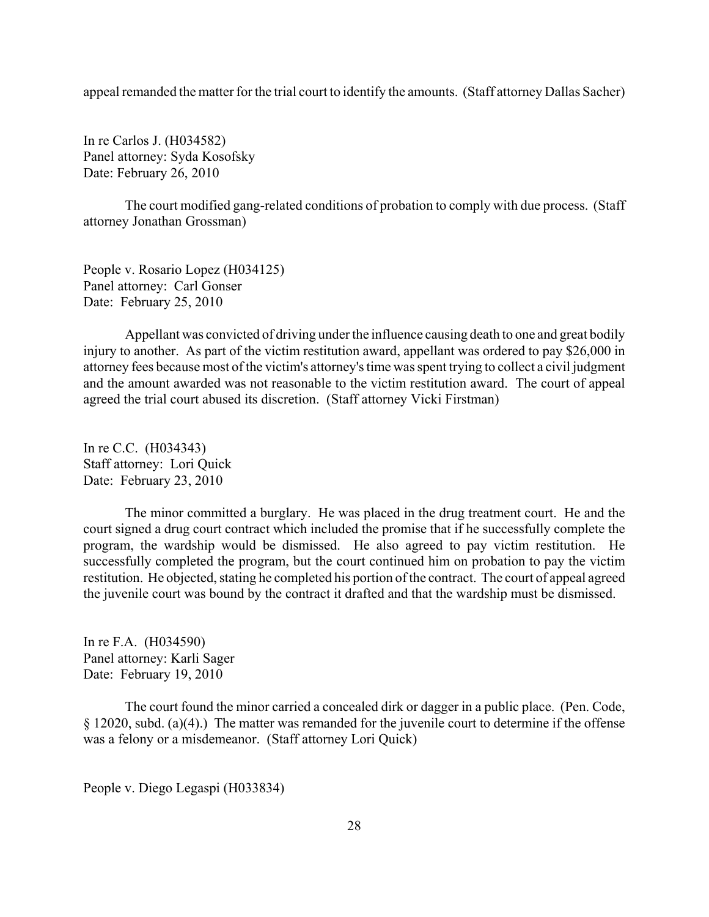appeal remanded the matter for the trial court to identify the amounts. (Staff attorney Dallas Sacher)

In re Carlos J. (H034582)
Panel attorney: Syda Kosofsky
Date: February 26, 2010

The court modified gang-related conditions of probation to comply with due process. (Staff attorney Jonathan Grossman)

People v. Rosario Lopez (H034125)
Panel attorney: Carl Gonser
Date: February 25, 2010

Appellant was convicted of driving under the influence causing death to one and great bodily injury to another. As part of the victim restitution award, appellant was ordered to pay $26,000 in attorney fees because most of the victim's attorney's time was spent trying to collect a civil judgment and the amount awarded was not reasonable to the victim restitution award. The court of appeal agreed the trial court abused its discretion. (Staff attorney Vicki Firstman)

In re C.C. (H034343)
Staff attorney: Lori Quick
Date: February 23, 2010

The minor committed a burglary. He was placed in the drug treatment court. He and the court signed a drug court contract which included the promise that if he successfully complete the program, the wardship would be dismissed. He also agreed to pay victim restitution. He successfully completed the program, but the court continued him on probation to pay the victim restitution. He objected, stating he completed his portion of the contract. The court of appeal agreed the juvenile court was bound by the contract it drafted and that the wardship must be dismissed.

In re F.A. (H034590)
Panel attorney: Karli Sager
Date: February 19, 2010

The court found the minor carried a concealed dirk or dagger in a public place. (Pen. Code, § 12020, subd. (a)(4).) The matter was remanded for the juvenile court to determine if the offense was a felony or a misdemeanor. (Staff attorney Lori Quick)

People v. Diego Legaspi (H033834)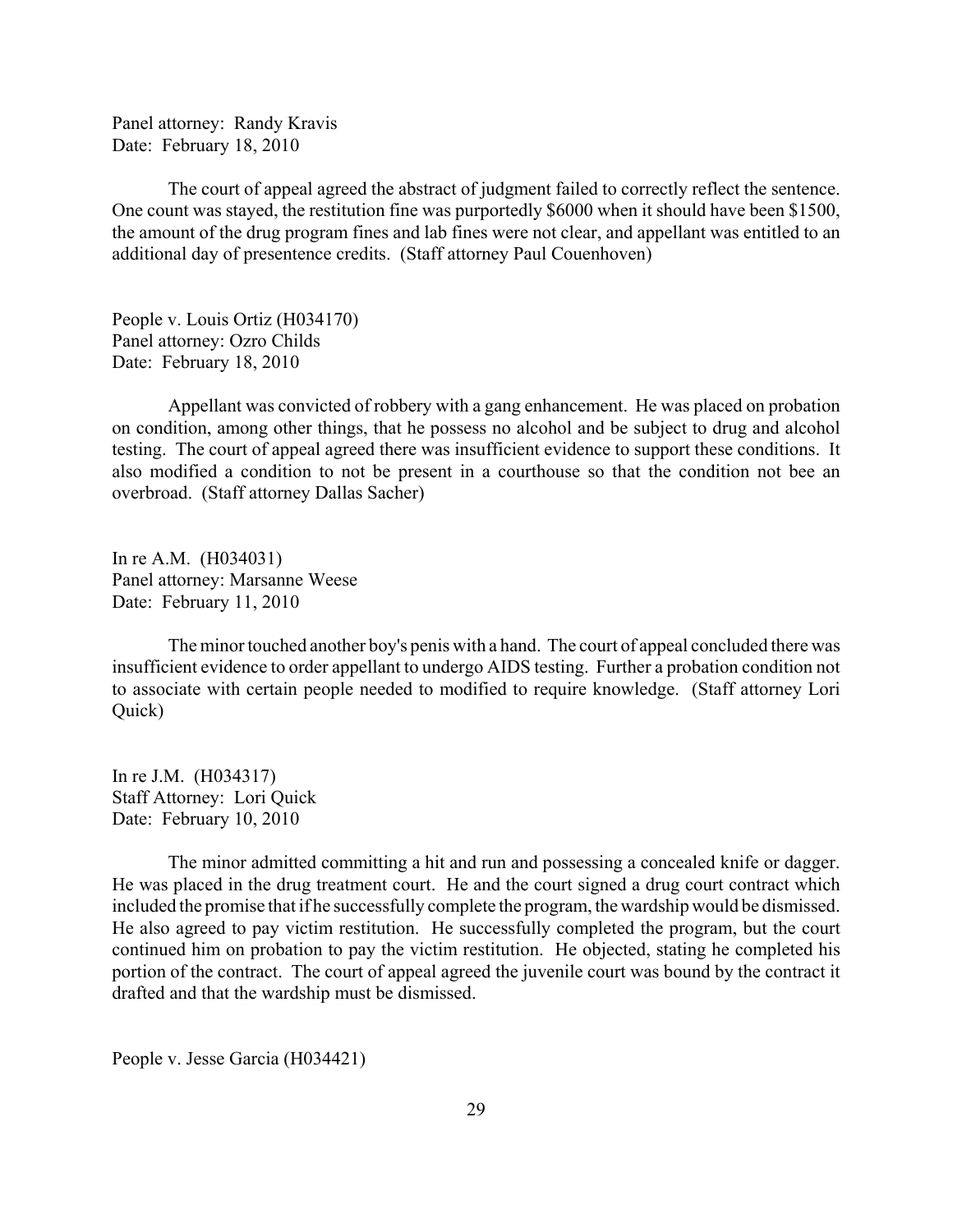Panel attorney: Randy Kravis
Date: February 18, 2010

The court of appeal agreed the abstract of judgment failed to correctly reflect the sentence. One count was stayed, the restitution fine was purportedly $6000 when it should have been $1500, the amount of the drug program fines and lab fines were not clear, and appellant was entitled to an additional day of presentence credits. (Staff attorney Paul Couenhoven)

People v. Louis Ortiz (H034170)
Panel attorney: Ozro Childs
Date: February 18, 2010

Appellant was convicted of robbery with a gang enhancement. He was placed on probation on condition, among other things, that he possess no alcohol and be subject to drug and alcohol testing. The court of appeal agreed there was insufficient evidence to support these conditions. It also modified a condition to not be present in a courthouse so that the condition not bee an overbroad. (Staff attorney Dallas Sacher)

In re A.M. (H034031)
Panel attorney: Marsanne Weese
Date: February 11, 2010

The minor touched another boy's penis with a hand. The court of appeal concluded there was insufficient evidence to order appellant to undergo AIDS testing. Further a probation condition not to associate with certain people needed to modified to require knowledge. (Staff attorney Lori Quick)

In re J.M. (H034317)
Staff Attorney: Lori Quick
Date: February 10, 2010

The minor admitted committing a hit and run and possessing a concealed knife or dagger. He was placed in the drug treatment court. He and the court signed a drug court contract which included the promise that if he successfully complete the program, the wardship would be dismissed. He also agreed to pay victim restitution. He successfully completed the program, but the court continued him on probation to pay the victim restitution. He objected, stating he completed his portion of the contract. The court of appeal agreed the juvenile court was bound by the contract it drafted and that the wardship must be dismissed.

People v. Jesse Garcia (H034421)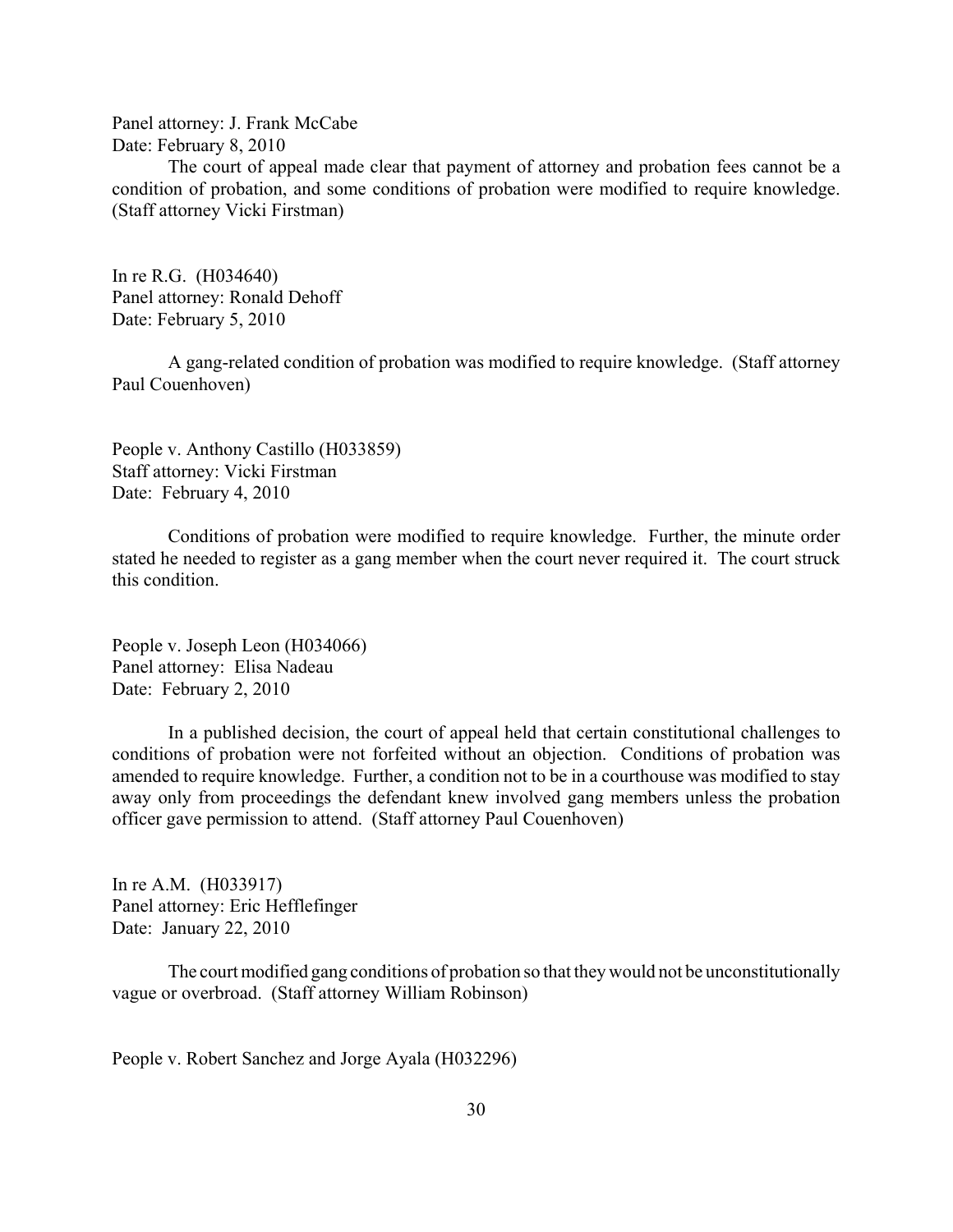Panel attorney: J. Frank McCabe
Date: February 8, 2010

The court of appeal made clear that payment of attorney and probation fees cannot be a condition of probation, and some conditions of probation were modified to require knowledge. (Staff attorney Vicki Firstman)

In re R.G. (H034640)
Panel attorney: Ronald Dehoff
Date: February 5, 2010

A gang-related condition of probation was modified to require knowledge. (Staff attorney Paul Couenhoven)

People v. Anthony Castillo (H033859)
Staff attorney: Vicki Firstman
Date: February 4, 2010

Conditions of probation were modified to require knowledge. Further, the minute order stated he needed to register as a gang member when the court never required it. The court struck this condition.

People v. Joseph Leon (H034066)
Panel attorney: Elisa Nadeau
Date: February 2, 2010

In a published decision, the court of appeal held that certain constitutional challenges to conditions of probation were not forfeited without an objection. Conditions of probation was amended to require knowledge. Further, a condition not to be in a courthouse was modified to stay away only from proceedings the defendant knew involved gang members unless the probation officer gave permission to attend. (Staff attorney Paul Couenhoven)

In re A.M. (H033917)
Panel attorney: Eric Hefflefinger
Date: January 22, 2010

The court modified gang conditions of probation so that they would not be unconstitutionally vague or overbroad. (Staff attorney William Robinson)

People v. Robert Sanchez and Jorge Ayala (H032296)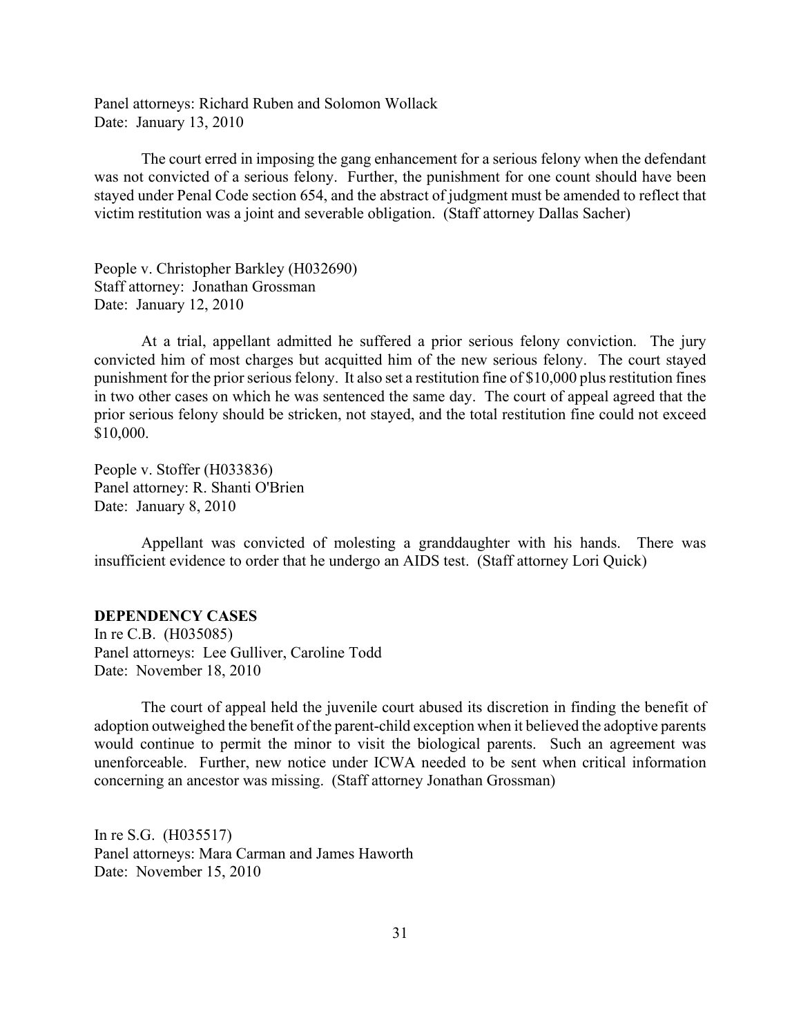Panel attorneys: Richard Ruben and Solomon Wollack
Date: January 13, 2010

The court erred in imposing the gang enhancement for a serious felony when the defendant was not convicted of a serious felony. Further, the punishment for one count should have been stayed under Penal Code section 654, and the abstract of judgment must be amended to reflect that victim restitution was a joint and severable obligation. (Staff attorney Dallas Sacher)

People v. Christopher Barkley (H032690)
Staff attorney: Jonathan Grossman
Date: January 12, 2010

At a trial, appellant admitted he suffered a prior serious felony conviction. The jury convicted him of most charges but acquitted him of the new serious felony. The court stayed punishment for the prior serious felony. It also set a restitution fine of $10,000 plus restitution fines in two other cases on which he was sentenced the same day. The court of appeal agreed that the prior serious felony should be stricken, not stayed, and the total restitution fine could not exceed $10,000.

People v. Stoffer (H033836)
Panel attorney: R. Shanti O'Brien
Date: January 8, 2010

Appellant was convicted of molesting a granddaughter with his hands. There was insufficient evidence to order that he undergo an AIDS test. (Staff attorney Lori Quick)

**DEPENDENCY CASES**

In re C.B. (H035085)
Panel attorneys: Lee Gulliver, Caroline Todd
Date: November 18, 2010

The court of appeal held the juvenile court abused its discretion in finding the benefit of adoption outweighed the benefit of the parent-child exception when it believed the adoptive parents would continue to permit the minor to visit the biological parents. Such an agreement was unenforceable. Further, new notice under ICWA needed to be sent when critical information concerning an ancestor was missing. (Staff attorney Jonathan Grossman)

In re S.G. (H035517)
Panel attorneys: Mara Carman and James Haworth
Date: November 15, 2010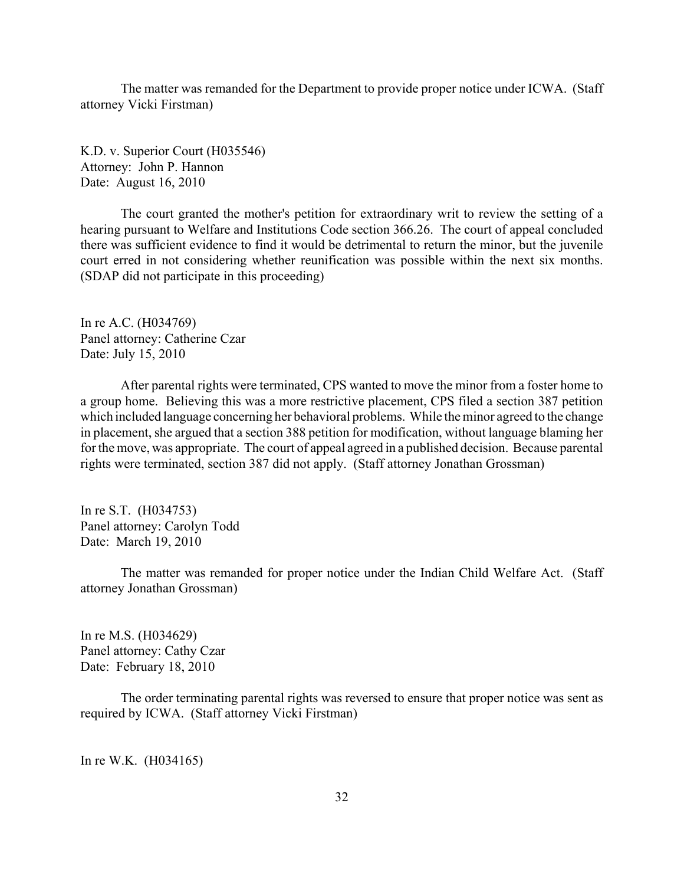The matter was remanded for the Department to provide proper notice under ICWA. (Staff attorney Vicki Firstman)

K.D. v. Superior Court (H035546)
Attorney: John P. Hannon
Date: August 16, 2010

The court granted the mother's petition for extraordinary writ to review the setting of a hearing pursuant to Welfare and Institutions Code section 366.26. The court of appeal concluded there was sufficient evidence to find it would be detrimental to return the minor, but the juvenile court erred in not considering whether reunification was possible within the next six months. (SDAP did not participate in this proceeding)

In re A.C. (H034769)
Panel attorney: Catherine Czar
Date: July 15, 2010

After parental rights were terminated, CPS wanted to move the minor from a foster home to a group home. Believing this was a more restrictive placement, CPS filed a section 387 petition which included language concerning her behavioral problems. While the minor agreed to the change in placement, she argued that a section 388 petition for modification, without language blaming her for the move, was appropriate. The court of appeal agreed in a published decision. Because parental rights were terminated, section 387 did not apply. (Staff attorney Jonathan Grossman)

In re S.T. (H034753)
Panel attorney: Carolyn Todd
Date: March 19, 2010

The matter was remanded for proper notice under the Indian Child Welfare Act. (Staff attorney Jonathan Grossman)

In re M.S. (H034629)
Panel attorney: Cathy Czar
Date: February 18, 2010

The order terminating parental rights was reversed to ensure that proper notice was sent as required by ICWA. (Staff attorney Vicki Firstman)

In re W.K. (H034165)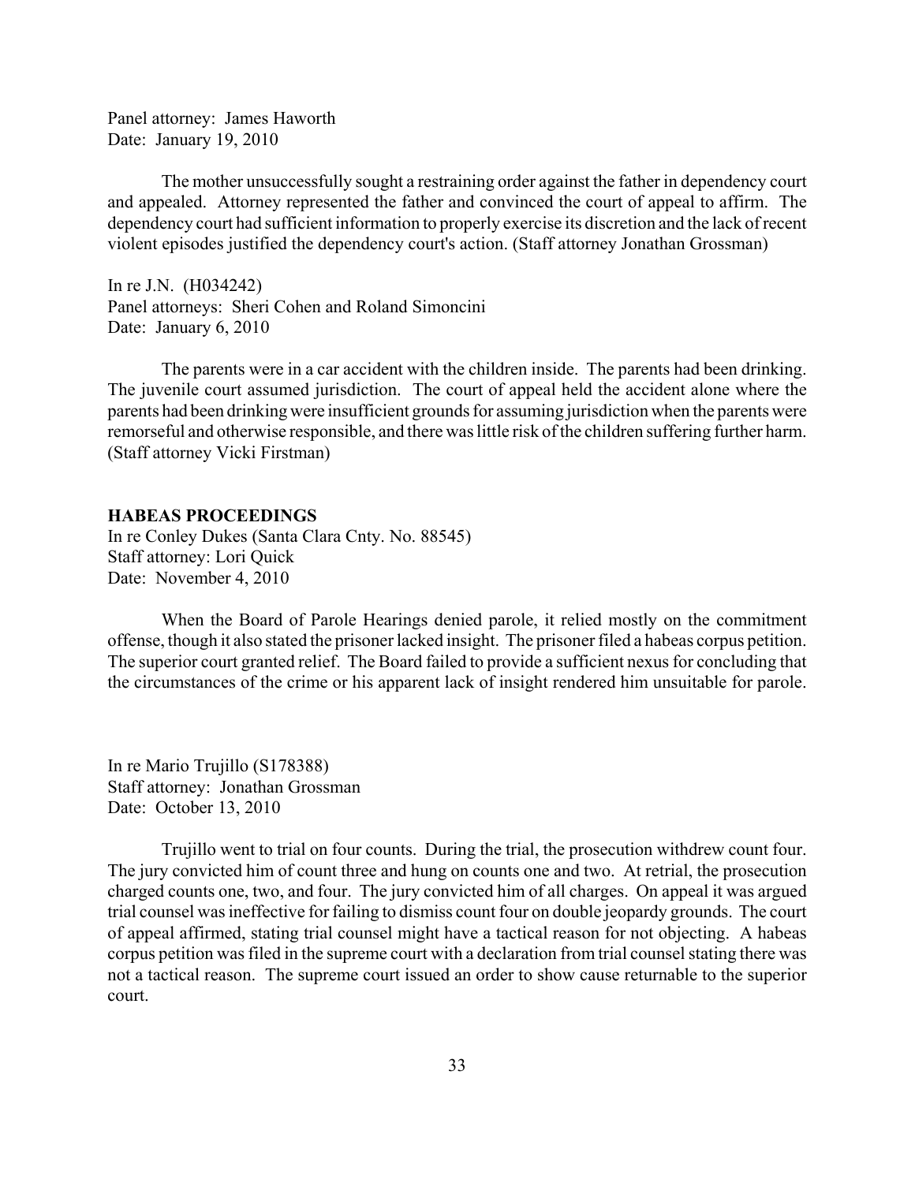Panel attorney: James Haworth
Date: January 19, 2010

The mother unsuccessfully sought a restraining order against the father in dependency court and appealed. Attorney represented the father and convinced the court of appeal to affirm. The dependency court had sufficient information to properly exercise its discretion and the lack of recent violent episodes justified the dependency court's action. (Staff attorney Jonathan Grossman)

In re J.N. (H034242)
Panel attorneys: Sheri Cohen and Roland Simoncini
Date: January 6, 2010

The parents were in a car accident with the children inside. The parents had been drinking. The juvenile court assumed jurisdiction. The court of appeal held the accident alone where the parents had been drinking were insufficient grounds for assuming jurisdiction when the parents were remorseful and otherwise responsible, and there was little risk of the children suffering further harm. (Staff attorney Vicki Firstman)

**HABEAS PROCEEDINGS**

In re Conley Dukes (Santa Clara Cnty. No. 88545)
Staff attorney: Lori Quick
Date: November 4, 2010

When the Board of Parole Hearings denied parole, it relied mostly on the commitment offense, though it also stated the prisoner lacked insight. The prisoner filed a habeas corpus petition. The superior court granted relief. The Board failed to provide a sufficient nexus for concluding that the circumstances of the crime or his apparent lack of insight rendered him unsuitable for parole.

In re Mario Trujillo (S178388)
Staff attorney: Jonathan Grossman
Date: October 13, 2010

Trujillo went to trial on four counts. During the trial, the prosecution withdrew count four. The jury convicted him of count three and hung on counts one and two. At retrial, the prosecution charged counts one, two, and four. The jury convicted him of all charges. On appeal it was argued trial counsel was ineffective for failing to dismiss count four on double jeopardy grounds. The court of appeal affirmed, stating trial counsel might have a tactical reason for not objecting. A habeas corpus petition was filed in the supreme court with a declaration from trial counsel stating there was not a tactical reason. The supreme court issued an order to show cause returnable to the superior court.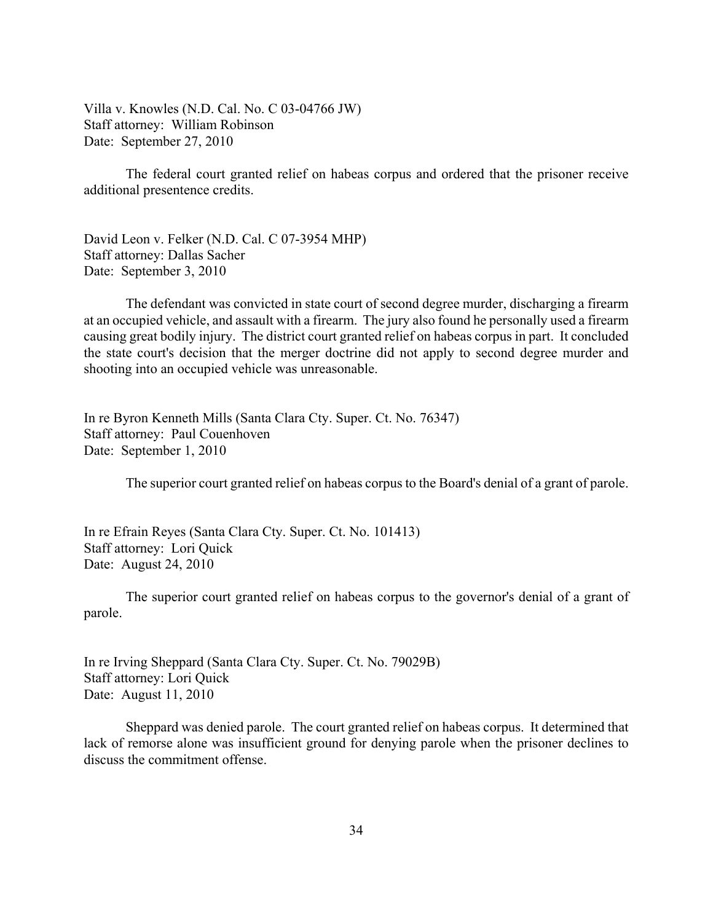Villa v. Knowles (N.D. Cal. No. C 03-04766 JW)
Staff attorney: William Robinson
Date: September 27, 2010

The federal court granted relief on habeas corpus and ordered that the prisoner receive additional presentence credits.

David Leon v. Felker (N.D. Cal. C 07-3954 MHP)
Staff attorney: Dallas Sacher
Date: September 3, 2010

The defendant was convicted in state court of second degree murder, discharging a firearm at an occupied vehicle, and assault with a firearm. The jury also found he personally used a firearm causing great bodily injury. The district court granted relief on habeas corpus in part. It concluded the state court's decision that the merger doctrine did not apply to second degree murder and shooting into an occupied vehicle was unreasonable.

In re Byron Kenneth Mills (Santa Clara Cty. Super. Ct. No. 76347)
Staff attorney: Paul Couenhoven
Date: September 1, 2010

The superior court granted relief on habeas corpus to the Board's denial of a grant of parole.

In re Efrain Reyes (Santa Clara Cty. Super. Ct. No. 101413)
Staff attorney: Lori Quick
Date: August 24, 2010

The superior court granted relief on habeas corpus to the governor's denial of a grant of parole.

In re Irving Sheppard (Santa Clara Cty. Super. Ct. No. 79029B)
Staff attorney: Lori Quick
Date: August 11, 2010

Sheppard was denied parole. The court granted relief on habeas corpus. It determined that lack of remorse alone was insufficient ground for denying parole when the prisoner declines to discuss the commitment offense.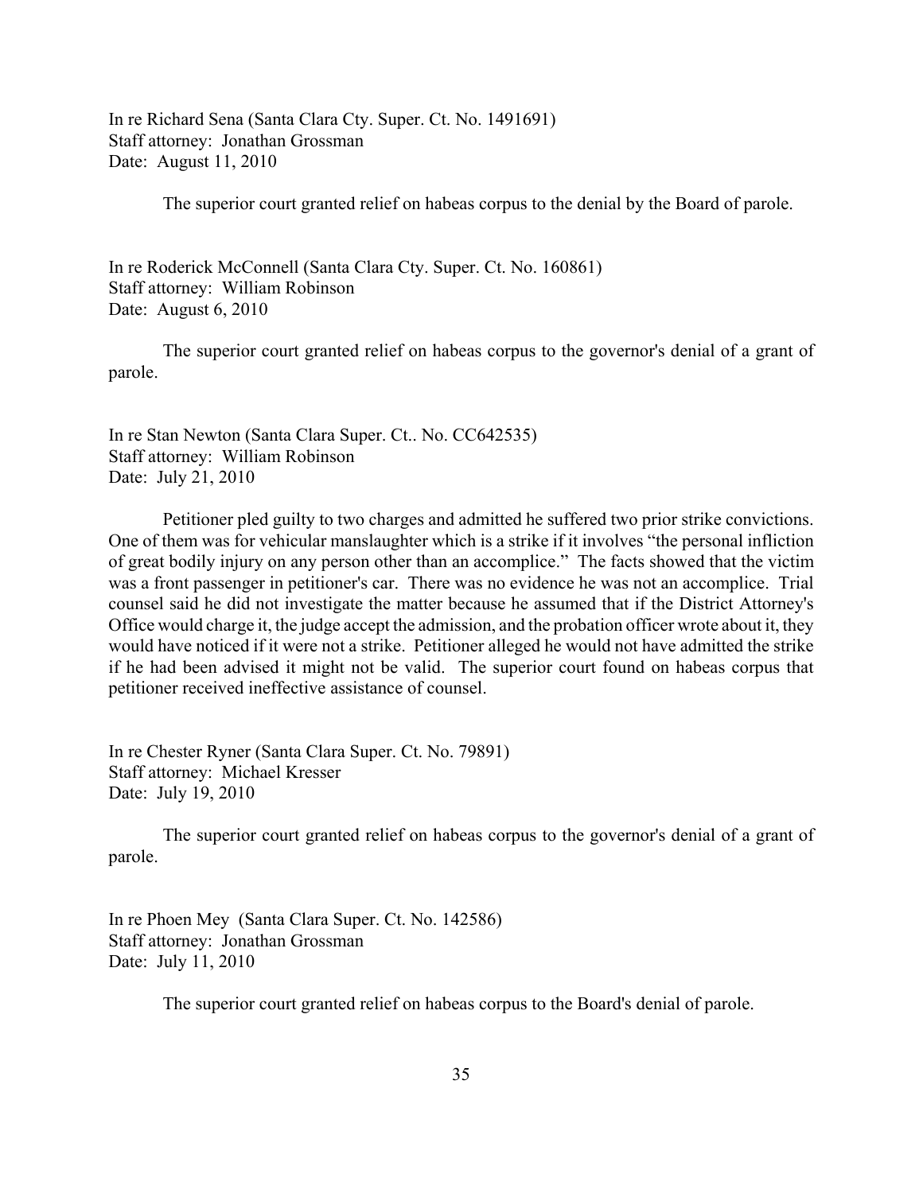In re Richard Sena (Santa Clara Cty. Super. Ct. No. 1491691)
Staff attorney: Jonathan Grossman
Date: August 11, 2010

The superior court granted relief on habeas corpus to the denial by the Board of parole.

In re Roderick McConnell (Santa Clara Cty. Super. Ct. No. 160861)
Staff attorney: William Robinson
Date: August 6, 2010

The superior court granted relief on habeas corpus to the governor's denial of a grant of parole.

In re Stan Newton (Santa Clara Super. Ct.. No. CC642535)
Staff attorney: William Robinson
Date: July 21, 2010

Petitioner pled guilty to two charges and admitted he suffered two prior strike convictions. One of them was for vehicular manslaughter which is a strike if it involves "the personal infliction of great bodily injury on any person other than an accomplice." The facts showed that the victim was a front passenger in petitioner's car. There was no evidence he was not an accomplice. Trial counsel said he did not investigate the matter because he assumed that if the District Attorney's Office would charge it, the judge accept the admission, and the probation officer wrote about it, they would have noticed if it were not a strike. Petitioner alleged he would not have admitted the strike if he had been advised it might not be valid. The superior court found on habeas corpus that petitioner received ineffective assistance of counsel.

In re Chester Ryner (Santa Clara Super. Ct. No. 79891)
Staff attorney: Michael Kresser
Date: July 19, 2010

The superior court granted relief on habeas corpus to the governor's denial of a grant of parole.

In re Phoen Mey (Santa Clara Super. Ct. No. 142586)
Staff attorney: Jonathan Grossman
Date: July 11, 2010

The superior court granted relief on habeas corpus to the Board's denial of parole.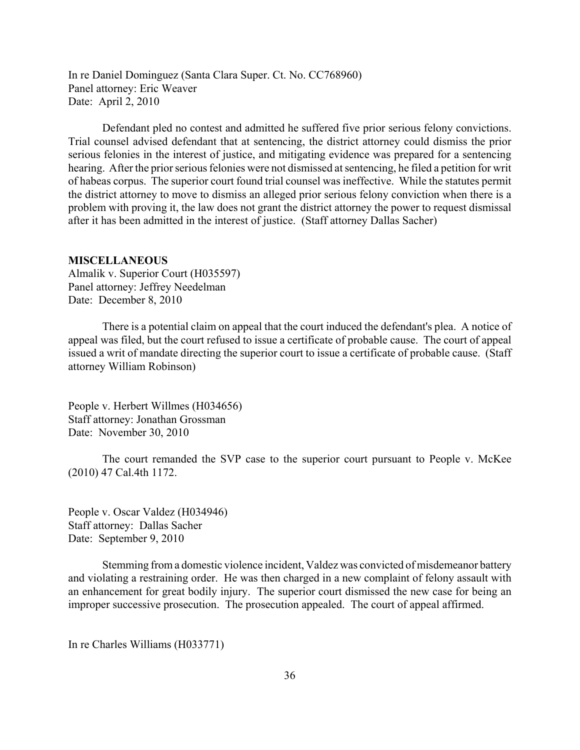In re Daniel Dominguez (Santa Clara Super. Ct. No. CC768960)
Panel attorney: Eric Weaver
Date: April 2, 2010

Defendant pled no contest and admitted he suffered five prior serious felony convictions. Trial counsel advised defendant that at sentencing, the district attorney could dismiss the prior serious felonies in the interest of justice, and mitigating evidence was prepared for a sentencing hearing. After the prior serious felonies were not dismissed at sentencing, he filed a petition for writ of habeas corpus. The superior court found trial counsel was ineffective. While the statutes permit the district attorney to move to dismiss an alleged prior serious felony conviction when there is a problem with proving it, the law does not grant the district attorney the power to request dismissal after it has been admitted in the interest of justice. (Staff attorney Dallas Sacher)

**MISCELLANEOUS**

Almalik v. Superior Court (H035597)
Panel attorney: Jeffrey Needelman
Date: December 8, 2010

There is a potential claim on appeal that the court induced the defendant's plea. A notice of appeal was filed, but the court refused to issue a certificate of probable cause. The court of appeal issued a writ of mandate directing the superior court to issue a certificate of probable cause. (Staff attorney William Robinson)

People v. Herbert Willmes (H034656)
Staff attorney: Jonathan Grossman
Date: November 30, 2010

The court remanded the SVP case to the superior court pursuant to People v. McKee (2010) 47 Cal.4th 1172.

People v. Oscar Valdez (H034946)
Staff attorney: Dallas Sacher
Date: September 9, 2010

Stemming from a domestic violence incident, Valdez was convicted of misdemeanor battery and violating a restraining order. He was then charged in a new complaint of felony assault with an enhancement for great bodily injury. The superior court dismissed the new case for being an improper successive prosecution. The prosecution appealed. The court of appeal affirmed.

In re Charles Williams (H033771)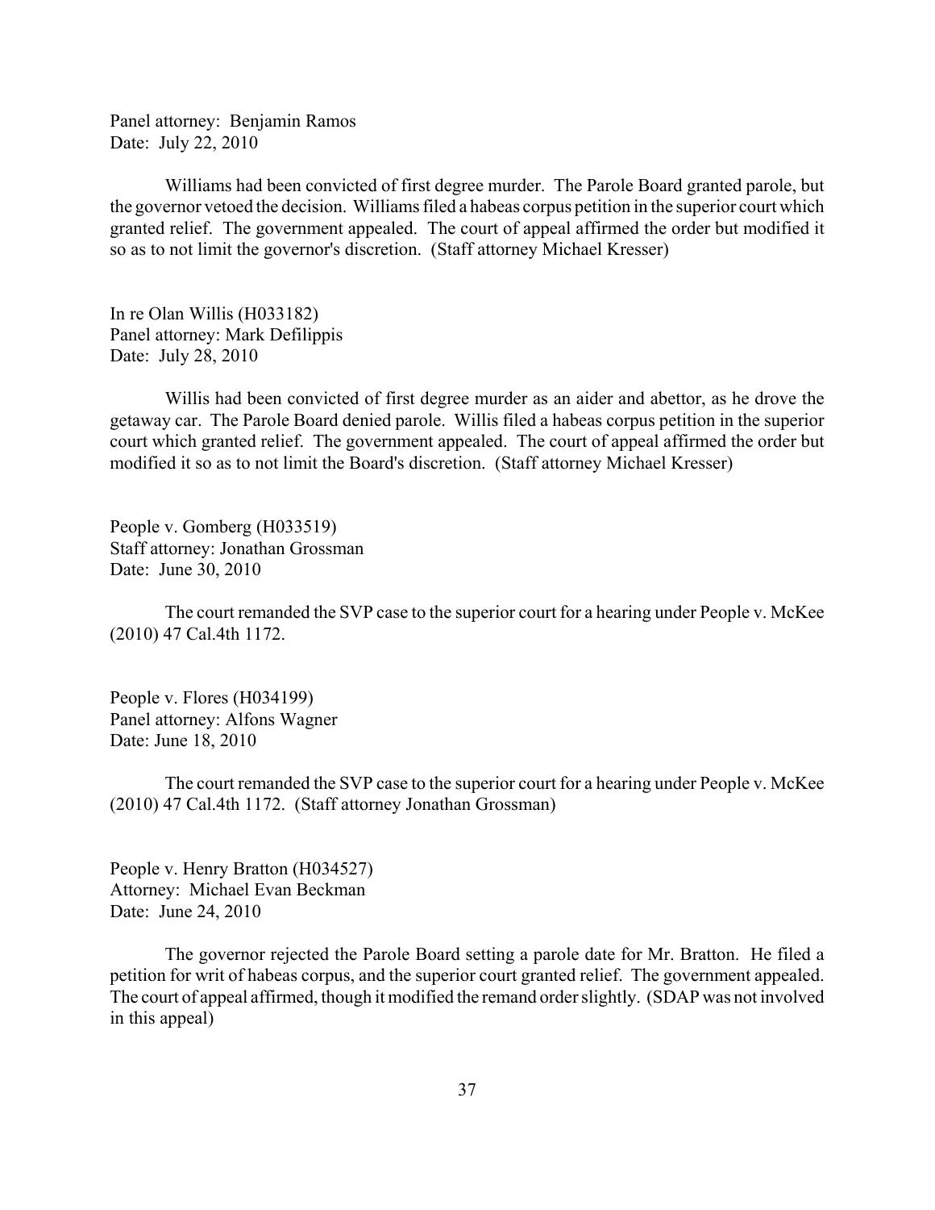Panel attorney: Benjamin Ramos
Date: July 22, 2010

Williams had been convicted of first degree murder. The Parole Board granted parole, but the governor vetoed the decision. Williams filed a habeas corpus petition in the superior court which granted relief. The government appealed. The court of appeal affirmed the order but modified it so as to not limit the governor's discretion. (Staff attorney Michael Kresser)

In re Olan Willis (H033182)
Panel attorney: Mark Defilippis
Date: July 28, 2010

Willis had been convicted of first degree murder as an aider and abettor, as he drove the getaway car. The Parole Board denied parole. Willis filed a habeas corpus petition in the superior court which granted relief. The government appealed. The court of appeal affirmed the order but modified it so as to not limit the Board's discretion. (Staff attorney Michael Kresser)

People v. Gomberg (H033519)
Staff attorney: Jonathan Grossman
Date: June 30, 2010

The court remanded the SVP case to the superior court for a hearing under People v. McKee (2010) 47 Cal.4th 1172.

People v. Flores (H034199)
Panel attorney: Alfons Wagner
Date: June 18, 2010

The court remanded the SVP case to the superior court for a hearing under People v. McKee (2010) 47 Cal.4th 1172. (Staff attorney Jonathan Grossman)

People v. Henry Bratton (H034527)
Attorney: Michael Evan Beckman
Date: June 24, 2010

The governor rejected the Parole Board setting a parole date for Mr. Bratton. He filed a petition for writ of habeas corpus, and the superior court granted relief. The government appealed. The court of appeal affirmed, though it modified the remand order slightly. (SDAP was not involved in this appeal)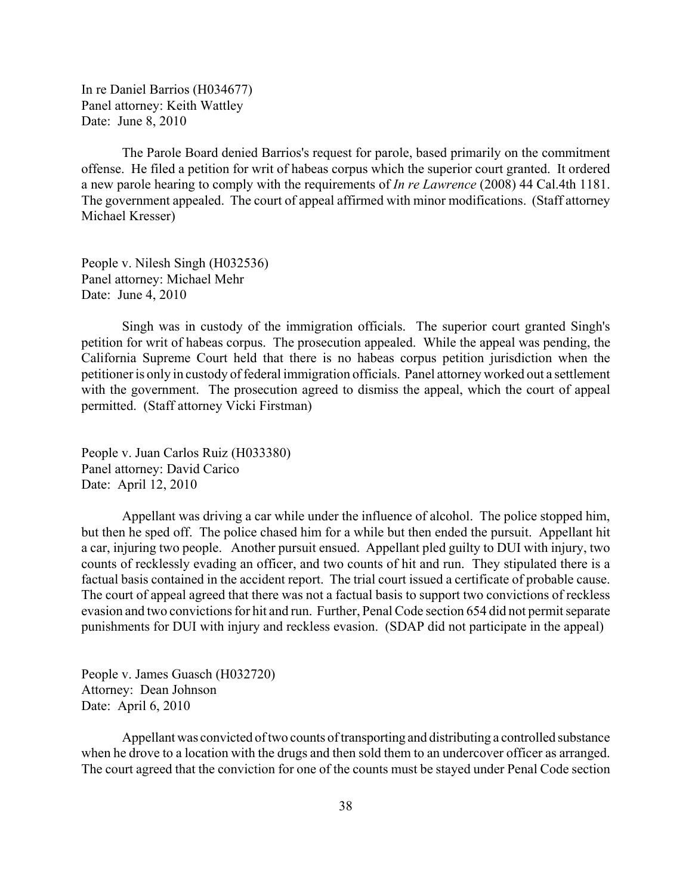In re Daniel Barrios (H034677)
Panel attorney: Keith Wattley
Date: June 8, 2010

The Parole Board denied Barrios's request for parole, based primarily on the commitment offense. He filed a petition for writ of habeas corpus which the superior court granted. It ordered a new parole hearing to comply with the requirements of *In re Lawrence* (2008) 44 Cal.4th 1181. The government appealed. The court of appeal affirmed with minor modifications. (Staff attorney Michael Kresser)

People v. Nilesh Singh (H032536)
Panel attorney: Michael Mehr
Date: June 4, 2010

Singh was in custody of the immigration officials. The superior court granted Singh's petition for writ of habeas corpus. The prosecution appealed. While the appeal was pending, the California Supreme Court held that there is no habeas corpus petition jurisdiction when the petitioner is only in custody of federal immigration officials. Panel attorney worked out a settlement with the government. The prosecution agreed to dismiss the appeal, which the court of appeal permitted. (Staff attorney Vicki Firstman)

People v. Juan Carlos Ruiz (H033380)
Panel attorney: David Carico
Date: April 12, 2010

Appellant was driving a car while under the influence of alcohol. The police stopped him, but then he sped off. The police chased him for a while but then ended the pursuit. Appellant hit a car, injuring two people. Another pursuit ensued. Appellant pled guilty to DUI with injury, two counts of recklessly evading an officer, and two counts of hit and run. They stipulated there is a factual basis contained in the accident report. The trial court issued a certificate of probable cause. The court of appeal agreed that there was not a factual basis to support two convictions of reckless evasion and two convictions for hit and run. Further, Penal Code section 654 did not permit separate punishments for DUI with injury and reckless evasion. (SDAP did not participate in the appeal)

People v. James Guasch (H032720)
Attorney: Dean Johnson
Date: April 6, 2010

Appellant was convicted of two counts of transporting and distributing a controlled substance when he drove to a location with the drugs and then sold them to an undercover officer as arranged. The court agreed that the conviction for one of the counts must be stayed under Penal Code section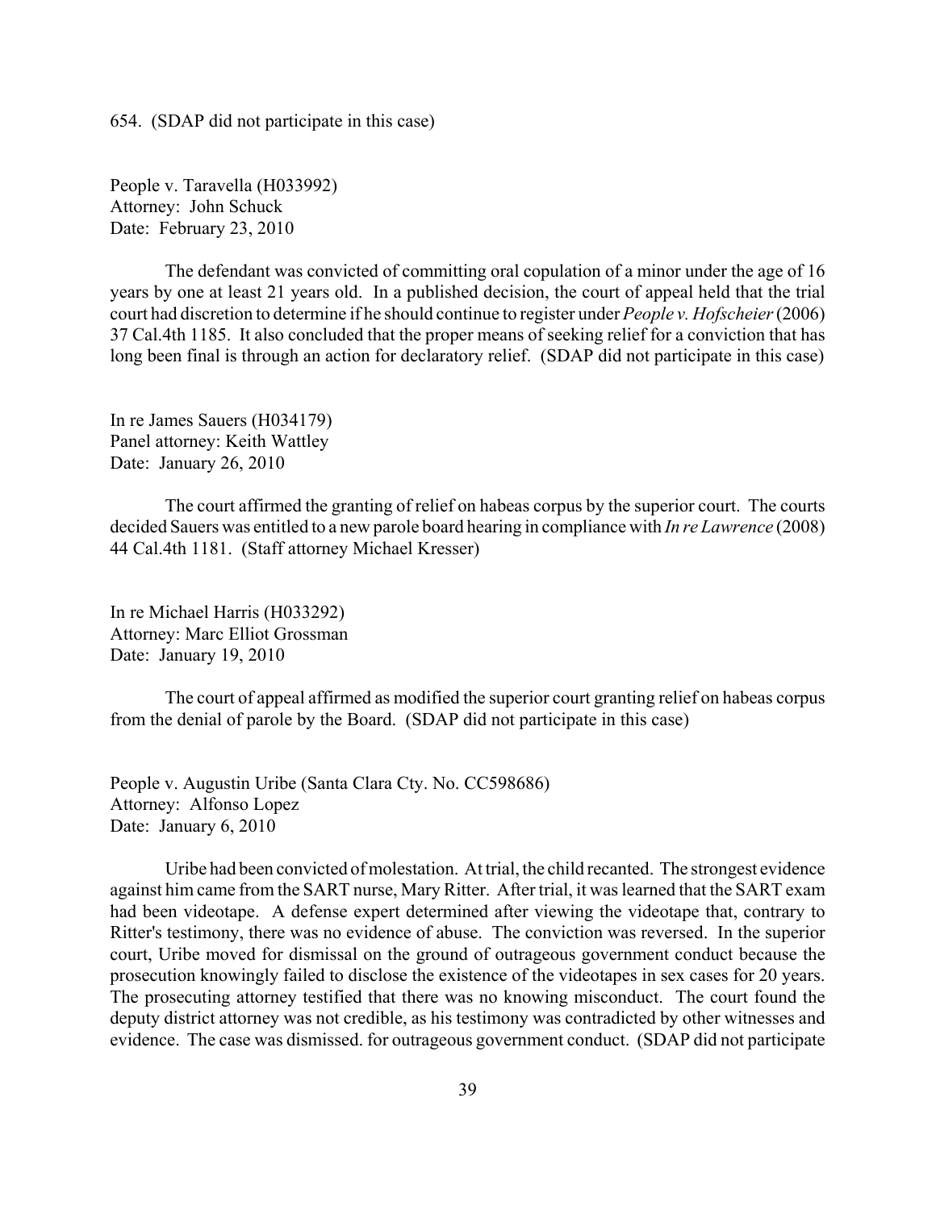654. (SDAP did not participate in this case)

People v. Taravella (H033992)
Attorney: John Schuck
Date: February 23, 2010

The defendant was convicted of committing oral copulation of a minor under the age of 16 years by one at least 21 years old. In a published decision, the court of appeal held that the trial court had discretion to determine if he should continue to register under *People v. Hofscheier* (2006) 37 Cal.4th 1185. It also concluded that the proper means of seeking relief for a conviction that has long been final is through an action for declaratory relief. (SDAP did not participate in this case)

In re James Sauers (H034179)
Panel attorney: Keith Wattley
Date: January 26, 2010

The court affirmed the granting of relief on habeas corpus by the superior court. The courts decided Sauers was entitled to a new parole board hearing in compliance with *In re Lawrence* (2008) 44 Cal.4th 1181. (Staff attorney Michael Kresser)

In re Michael Harris (H033292)
Attorney: Marc Elliot Grossman
Date: January 19, 2010

The court of appeal affirmed as modified the superior court granting relief on habeas corpus from the denial of parole by the Board. (SDAP did not participate in this case)

People v. Augustin Uribe (Santa Clara Cty. No. CC598686)
Attorney: Alfonso Lopez
Date: January 6, 2010

Uribe had been convicted of molestation. At trial, the child recanted. The strongest evidence against him came from the SART nurse, Mary Ritter. After trial, it was learned that the SART exam had been videotape. A defense expert determined after viewing the videotape that, contrary to Ritter's testimony, there was no evidence of abuse. The conviction was reversed. In the superior court, Uribe moved for dismissal on the ground of outrageous government conduct because the prosecution knowingly failed to disclose the existence of the videotapes in sex cases for 20 years. The prosecuting attorney testified that there was no knowing misconduct. The court found the deputy district attorney was not credible, as his testimony was contradicted by other witnesses and evidence. The case was dismissed. for outrageous government conduct. (SDAP did not participate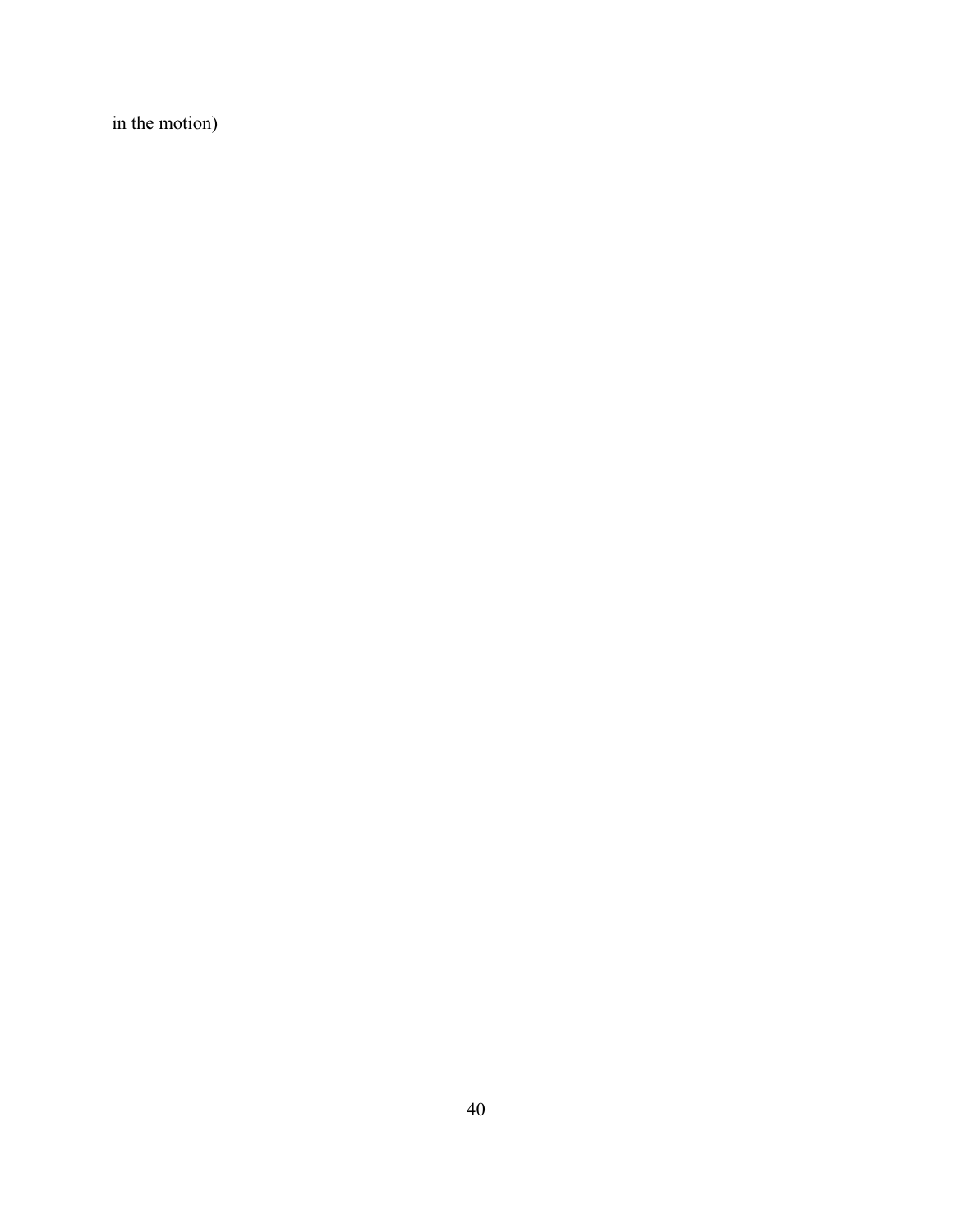in the motion)